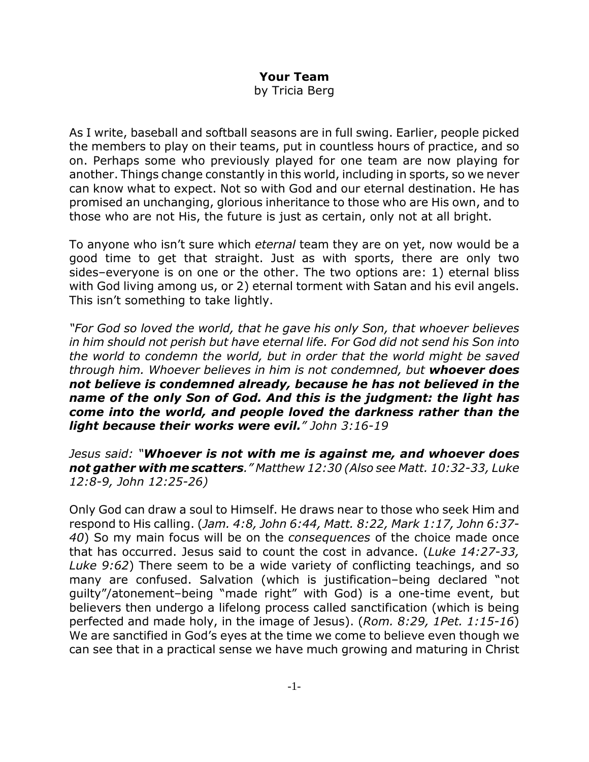# Your Team

by Tricia Berg

As I write, baseball and softball seasons are in full swing. Earlier, people picked the members to play on their teams, put in countless hours of practice, and so on. Perhaps some who previously played for one team are now playing for another. Things change constantly in this world, including in sports, so we never can know what to expect. Not so with God and our eternal destination. He has promised an unchanging, glorious inheritance to those who are His own, and to those who are not His, the future is just as certain, only not at all bright.

To anyone who isn't sure which *eternal* team they are on yet, now would be a good time to get that straight. Just as with sports, there are only two sides–everyone is on one or the other. The two options are: 1) eternal bliss with God living among us, or 2) eternal torment with Satan and his evil angels. This isn't something to take lightly.

*"For God so loved the world, that he gave his only Son, that whoever believes in him should not perish but have eternal life. For God did not send his Son into the world to condemn the world, but in order that the world might be saved through him. Whoever believes in him is not condemned, but* ***whoever does not believe is condemned already, because he has not believed in the name of the only Son of God. And this is the judgment: the light has come into the world, and people loved the darkness rather than the light because their works were evil.****" John 3:16-19*

*Jesus said: "****Whoever is not with me is against me, and whoever does not gather with me scatters****." Matthew 12:30 (Also see Matt. 10:32-33, Luke 12:8-9, John 12:25-26)*

Only God can draw a soul to Himself. He draws near to those who seek Him and respond to His calling. (*Jam. 4:8, John 6:44, Matt. 8:22, Mark 1:17, John 6:37-40*) So my main focus will be on the *consequences* of the choice made once that has occurred. Jesus said to count the cost in advance. (*Luke 14:27-33, Luke 9:62*) There seem to be a wide variety of conflicting teachings, and so many are confused. Salvation (which is justification–being declared "not guilty"/atonement–being "made right" with God) is a one-time event, but believers then undergo a lifelong process called sanctification (which is being perfected and made holy, in the image of Jesus). (*Rom. 8:29, 1Pet. 1:15-16*) We are sanctified in God's eyes at the time we come to believe even though we can see that in a practical sense we have much growing and maturing in Christ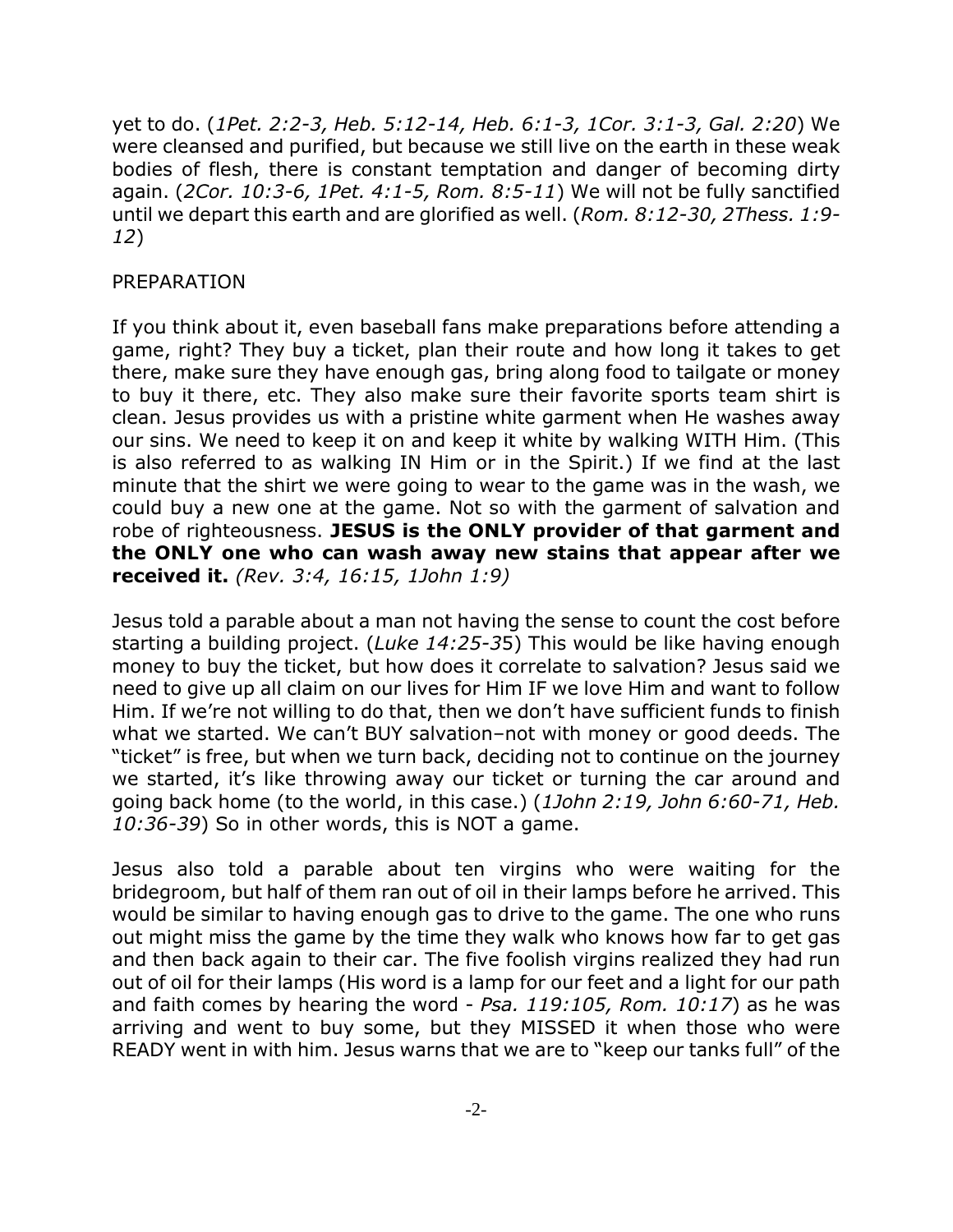yet to do. (*1Pet. 2:2-3, Heb. 5:12-14, Heb. 6:1-3, 1Cor. 3:1-3, Gal. 2:20*) We were cleansed and purified, but because we still live on the earth in these weak bodies of flesh, there is constant temptation and danger of becoming dirty again. (*2Cor. 10:3-6, 1Pet. 4:1-5, Rom. 8:5-11*) We will not be fully sanctified until we depart this earth and are glorified as well. (*Rom. 8:12-30, 2Thess. 1:9-12*)

## PREPARATION

If you think about it, even baseball fans make preparations before attending a game, right? They buy a ticket, plan their route and how long it takes to get there, make sure they have enough gas, bring along food to tailgate or money to buy it there, etc. They also make sure their favorite sports team shirt is clean. Jesus provides us with a pristine white garment when He washes away our sins. We need to keep it on and keep it white by walking WITH Him. (This is also referred to as walking IN Him or in the Spirit.) If we find at the last minute that the shirt we were going to wear to the game was in the wash, we could buy a new one at the game. Not so with the garment of salvation and robe of righteousness. **JESUS is the ONLY provider of that garment and the ONLY one who can wash away new stains that appear after we received it.** *(Rev. 3:4, 16:15, 1John 1:9)*

Jesus told a parable about a man not having the sense to count the cost before starting a building project. (*Luke 14:25-3*5) This would be like having enough money to buy the ticket, but how does it correlate to salvation? Jesus said we need to give up all claim on our lives for Him IF we love Him and want to follow Him. If we're not willing to do that, then we don't have sufficient funds to finish what we started. We can't BUY salvation–not with money or good deeds. The "ticket" is free, but when we turn back, deciding not to continue on the journey we started, it's like throwing away our ticket or turning the car around and going back home (to the world, in this case.) (*1John 2:19, John 6:60-71, Heb. 10:36-39*) So in other words, this is NOT a game.

Jesus also told a parable about ten virgins who were waiting for the bridegroom, but half of them ran out of oil in their lamps before he arrived. This would be similar to having enough gas to drive to the game. The one who runs out might miss the game by the time they walk who knows how far to get gas and then back again to their car. The five foolish virgins realized they had run out of oil for their lamps (His word is a lamp for our feet and a light for our path and faith comes by hearing the word - *Psa. 119:105, Rom. 10:17*) as he was arriving and went to buy some, but they MISSED it when those who were READY went in with him. Jesus warns that we are to "keep our tanks full" of the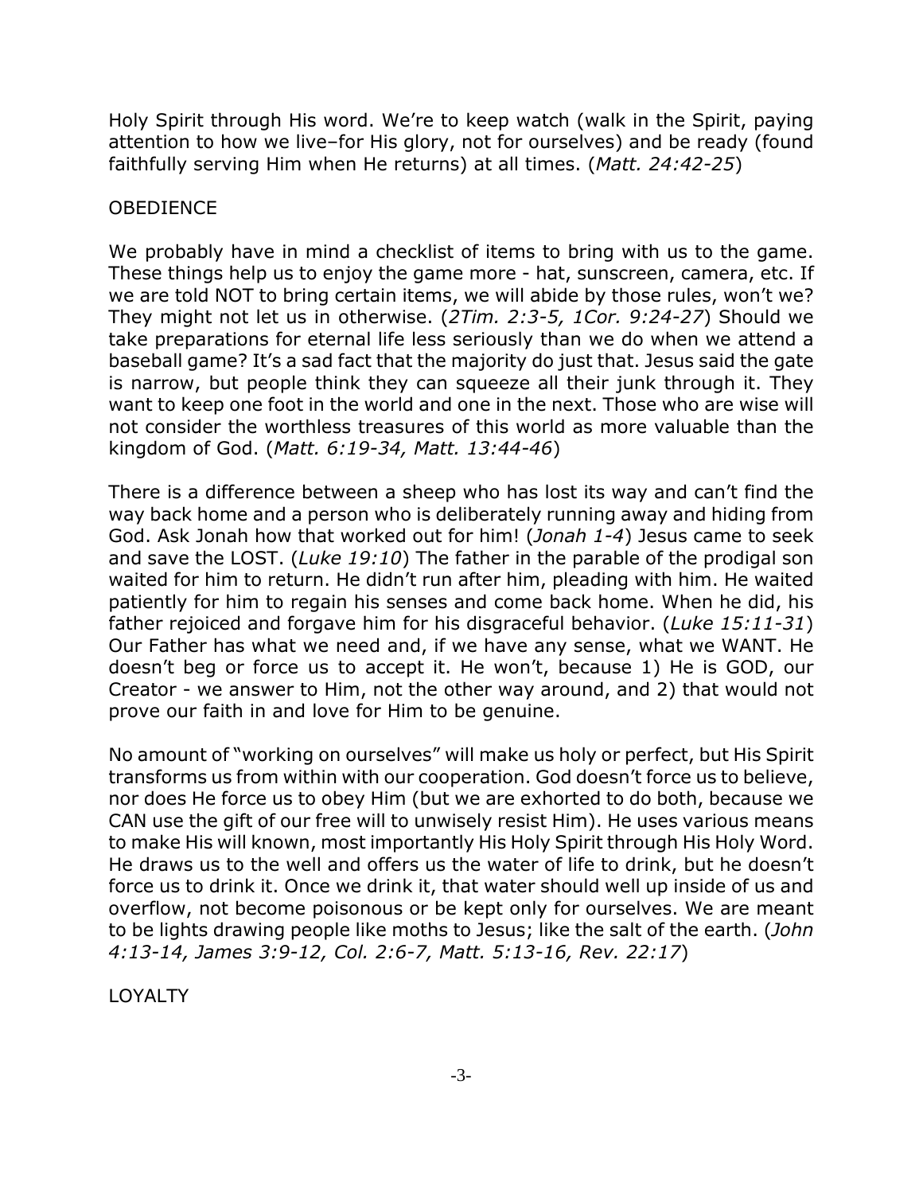Holy Spirit through His word. We're to keep watch (walk in the Spirit, paying attention to how we live–for His glory, not for ourselves) and be ready (found faithfully serving Him when He returns) at all times. (*Matt. 24:42-25*)

## OBEDIENCE

We probably have in mind a checklist of items to bring with us to the game. These things help us to enjoy the game more - hat, sunscreen, camera, etc. If we are told NOT to bring certain items, we will abide by those rules, won't we? They might not let us in otherwise. (*2Tim. 2:3-5, 1Cor. 9:24-27*) Should we take preparations for eternal life less seriously than we do when we attend a baseball game? It's a sad fact that the majority do just that. Jesus said the gate is narrow, but people think they can squeeze all their junk through it. They want to keep one foot in the world and one in the next. Those who are wise will not consider the worthless treasures of this world as more valuable than the kingdom of God. (*Matt. 6:19-34, Matt. 13:44-46*)

There is a difference between a sheep who has lost its way and can't find the way back home and a person who is deliberately running away and hiding from God. Ask Jonah how that worked out for him! (*Jonah 1-4*) Jesus came to seek and save the LOST. (*Luke 19:10*) The father in the parable of the prodigal son waited for him to return. He didn't run after him, pleading with him. He waited patiently for him to regain his senses and come back home. When he did, his father rejoiced and forgave him for his disgraceful behavior. (*Luke 15:11-31*) Our Father has what we need and, if we have any sense, what we WANT. He doesn't beg or force us to accept it. He won't, because 1) He is GOD, our Creator - we answer to Him, not the other way around, and 2) that would not prove our faith in and love for Him to be genuine.

No amount of "working on ourselves" will make us holy or perfect, but His Spirit transforms us from within with our cooperation. God doesn't force us to believe, nor does He force us to obey Him (but we are exhorted to do both, because we CAN use the gift of our free will to unwisely resist Him). He uses various means to make His will known, most importantly His Holy Spirit through His Holy Word. He draws us to the well and offers us the water of life to drink, but he doesn't force us to drink it. Once we drink it, that water should well up inside of us and overflow, not become poisonous or be kept only for ourselves. We are meant to be lights drawing people like moths to Jesus; like the salt of the earth. (*John 4:13-14, James 3:9-12, Col. 2:6-7, Matt. 5:13-16, Rev. 22:17*)

## LOYALTY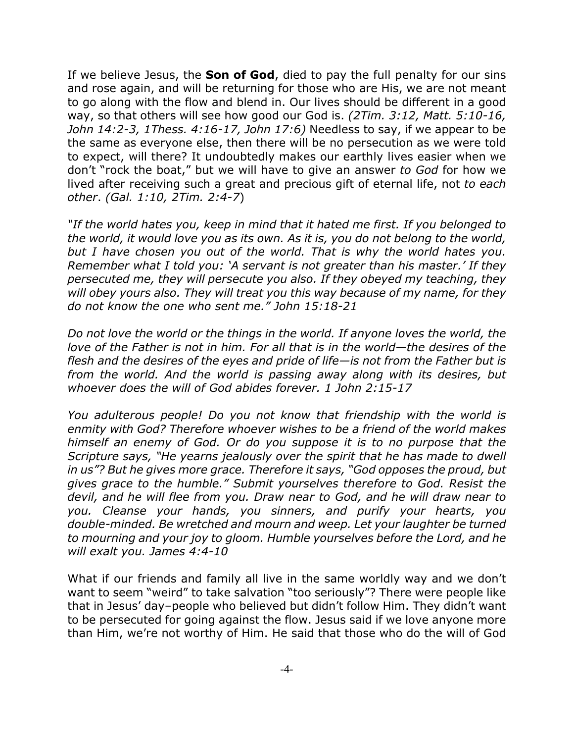If we believe Jesus, the **Son of God**, died to pay the full penalty for our sins and rose again, and will be returning for those who are His, we are not meant to go along with the flow and blend in. Our lives should be different in a good way, so that others will see how good our God is. *(2Tim. 3:12, Matt. 5:10-16, John 14:2-3, 1Thess. 4:16-17, John 17:6)* Needless to say, if we appear to be the same as everyone else, then there will be no persecution as we were told to expect, will there? It undoubtedly makes our earthly lives easier when we don't "rock the boat," but we will have to give an answer *to God* for how we lived after receiving such a great and precious gift of eternal life, not *to each other*. *(Gal. 1:10, 2Tim. 2:4-7*)

*"If the world hates you, keep in mind that it hated me first. If you belonged to the world, it would love you as its own. As it is, you do not belong to the world, but I have chosen you out of the world. That is why the world hates you. Remember what I told you: 'A servant is not greater than his master.' If they persecuted me, they will persecute you also. If they obeyed my teaching, they will obey yours also. They will treat you this way because of my name, for they do not know the one who sent me." John 15:18-21*

*Do not love the world or the things in the world. If anyone loves the world, the love of the Father is not in him. For all that is in the world—the desires of the flesh and the desires of the eyes and pride of life—is not from the Father but is from the world. And the world is passing away along with its desires, but whoever does the will of God abides forever. 1 John 2:15-17*

*You adulterous people! Do you not know that friendship with the world is enmity with God? Therefore whoever wishes to be a friend of the world makes himself an enemy of God. Or do you suppose it is to no purpose that the Scripture says, "He yearns jealously over the spirit that he has made to dwell in us"? But he gives more grace. Therefore it says, "God opposes the proud, but gives grace to the humble." Submit yourselves therefore to God. Resist the devil, and he will flee from you. Draw near to God, and he will draw near to you. Cleanse your hands, you sinners, and purify your hearts, you double-minded. Be wretched and mourn and weep. Let your laughter be turned to mourning and your joy to gloom. Humble yourselves before the Lord, and he will exalt you. James 4:4-10*

What if our friends and family all live in the same worldly way and we don't want to seem "weird" to take salvation "too seriously"? There were people like that in Jesus' day–people who believed but didn't follow Him. They didn't want to be persecuted for going against the flow. Jesus said if we love anyone more than Him, we're not worthy of Him. He said that those who do the will of God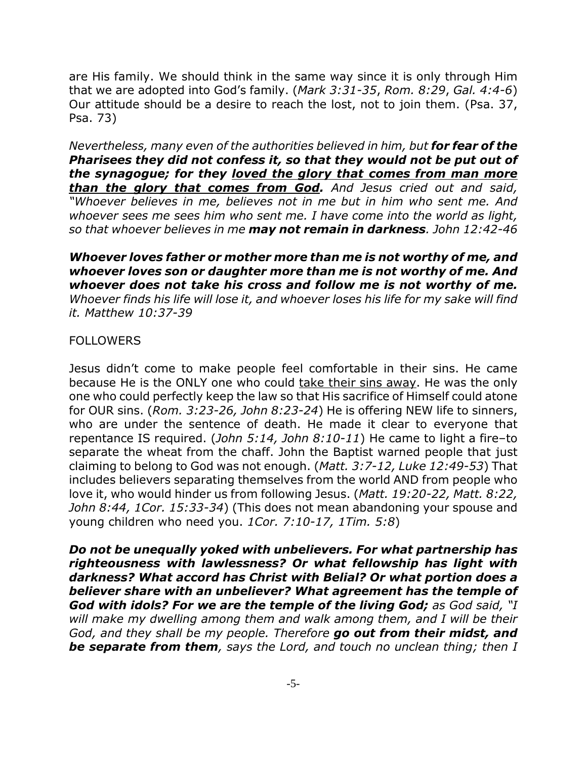are His family. We should think in the same way since it is only through Him that we are adopted into God's family. (*Mark 3:31-35*, *Rom. 8:29*, *Gal. 4:4-6*) Our attitude should be a desire to reach the lost, not to join them. (Psa. 37, Psa. 73)

*Nevertheless, many even of the authorities believed in him, but* ***for fear of the Pharisees they did not confess it, so that they would not be put out of the synagogue; for they <u>loved the glory that comes from man more than the glory that comes from God</u>.*** *And Jesus cried out and said, "Whoever believes in me, believes not in me but in him who sent me. And whoever sees me sees him who sent me. I have come into the world as light, so that whoever believes in me* ***may not remain in darkness****. John 12:42-46*

***Whoever loves father or mother more than me is not worthy of me, and whoever loves son or daughter more than me is not worthy of me. And whoever does not take his cross and follow me is not worthy of me.*** *Whoever finds his life will lose it, and whoever loses his life for my sake will find it. Matthew 10:37-39*

FOLLOWERS

Jesus didn't come to make people feel comfortable in their sins. He came because He is the ONLY one who could <u>take their sins away</u>. He was the only one who could perfectly keep the law so that His sacrifice of Himself could atone for OUR sins. (*Rom. 3:23-26, John 8:23-24*) He is offering NEW life to sinners, who are under the sentence of death. He made it clear to everyone that repentance IS required. (*John 5:14*, *John 8:10-11*) He came to light a fire–to separate the wheat from the chaff. John the Baptist warned people that just claiming to belong to God was not enough. (*Matt. 3:7-12, Luke 12:49-53*) That includes believers separating themselves from the world AND from people who love it, who would hinder us from following Jesus. (*Matt. 19:20-22, Matt. 8:22, John 8:44, 1Cor. 15:33-34*) (This does not mean abandoning your spouse and young children who need you. *1Cor. 7:10-17, 1Tim. 5:8*)

***Do not be unequally yoked with unbelievers. For what partnership has righteousness with lawlessness? Or what fellowship has light with darkness? What accord has Christ with Belial? Or what portion does a believer share with an unbeliever? What agreement has the temple of God with idols? For we are the temple of the living God;*** *as God said, "I will make my dwelling among them and walk among them, and I will be their God, and they shall be my people. Therefore* ***go out from their midst, and be separate from them****, says the Lord, and touch no unclean thing; then I*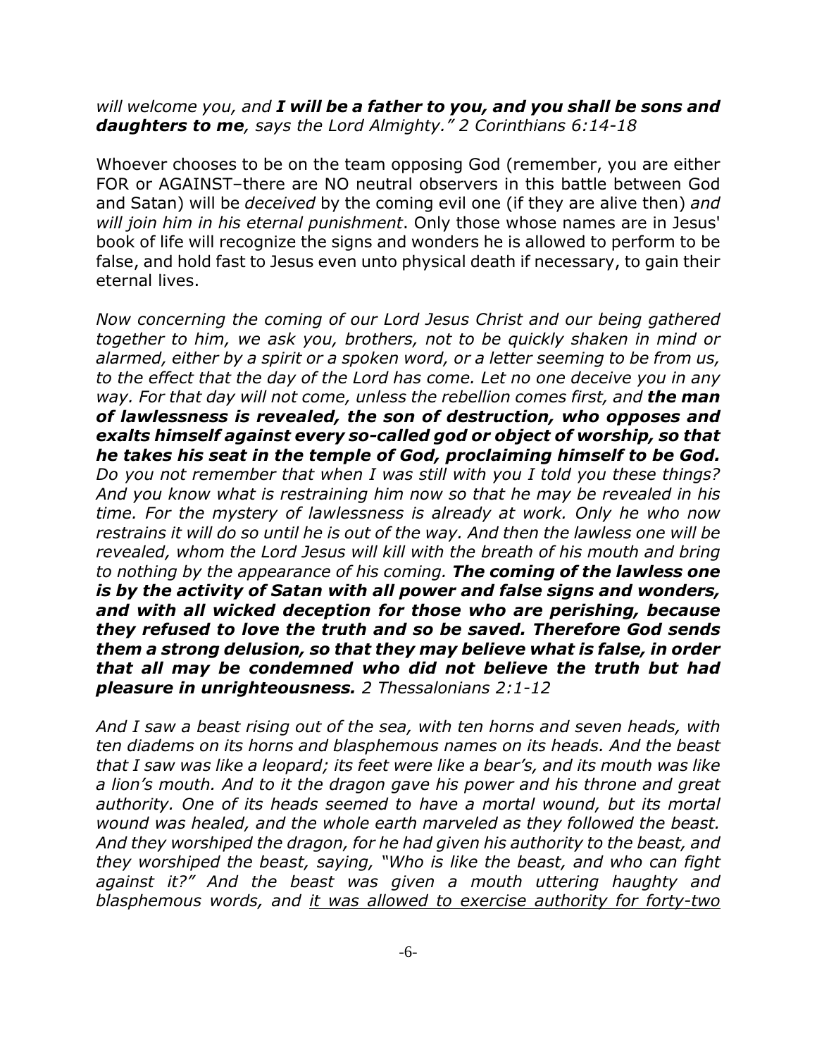*will welcome you, and **I will be a father to you, and you shall be sons and daughters to me**, says the Lord Almighty." 2 Corinthians 6:14-18*

Whoever chooses to be on the team opposing God (remember, you are either FOR or AGAINST–there are NO neutral observers in this battle between God and Satan) will be *deceived* by the coming evil one (if they are alive then) *and will join him in his eternal punishment*. Only those whose names are in Jesus' book of life will recognize the signs and wonders he is allowed to perform to be false, and hold fast to Jesus even unto physical death if necessary, to gain their eternal lives.

*Now concerning the coming of our Lord Jesus Christ and our being gathered together to him, we ask you, brothers, not to be quickly shaken in mind or alarmed, either by a spirit or a spoken word, or a letter seeming to be from us, to the effect that the day of the Lord has come. Let no one deceive you in any way. For that day will not come, unless the rebellion comes first, and **the man of lawlessness is revealed, the son of destruction, who opposes and exalts himself against every so-called god or object of worship, so that he takes his seat in the temple of God, proclaiming himself to be God.** Do you not remember that when I was still with you I told you these things? And you know what is restraining him now so that he may be revealed in his time. For the mystery of lawlessness is already at work. Only he who now restrains it will do so until he is out of the way. And then the lawless one will be revealed, whom the Lord Jesus will kill with the breath of his mouth and bring to nothing by the appearance of his coming. **The coming of the lawless one is by the activity of Satan with all power and false signs and wonders, and with all wicked deception for those who are perishing, because they refused to love the truth and so be saved. Therefore God sends them a strong delusion, so that they may believe what is false, in order that all may be condemned who did not believe the truth but had pleasure in unrighteousness.** 2 Thessalonians 2:1-12*

*And I saw a beast rising out of the sea, with ten horns and seven heads, with ten diadems on its horns and blasphemous names on its heads. And the beast that I saw was like a leopard; its feet were like a bear's, and its mouth was like a lion's mouth. And to it the dragon gave his power and his throne and great authority. One of its heads seemed to have a mortal wound, but its mortal wound was healed, and the whole earth marveled as they followed the beast. And they worshiped the dragon, for he had given his authority to the beast, and they worshiped the beast, saying, "Who is like the beast, and who can fight against it?" And the beast was given a mouth uttering haughty and blasphemous words, and <u>it was allowed to exercise authority for forty-two</u>*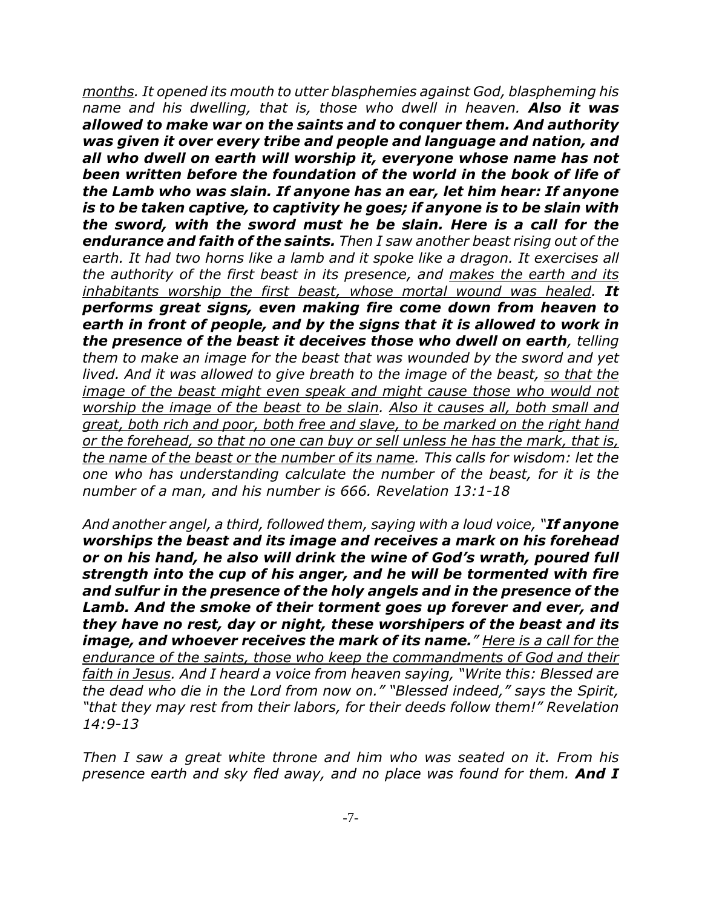<u>months</u>. *It opened its mouth to utter blasphemies against God, blaspheming his name and his dwelling, that is, those who dwell in heaven.* ***Also it was allowed to make war on the saints and to conquer them. And authority was given it over every tribe and people and language and nation, and all who dwell on earth will worship it, everyone whose name has not been written before the foundation of the world in the book of life of the Lamb who was slain. If anyone has an ear, let him hear: If anyone is to be taken captive, to captivity he goes; if anyone is to be slain with the sword, with the sword must he be slain. Here is a call for the endurance and faith of the saints.*** *Then I saw another beast rising out of the earth. It had two horns like a lamb and it spoke like a dragon. It exercises all the authority of the first beast in its presence, and <u>makes the earth and its inhabitants worship the first beast, whose mortal wound was healed</u>.* ***It performs great signs, even making fire come down from heaven to earth in front of people, and by the signs that it is allowed to work in the presence of the beast it deceives those who dwell on earth****, telling them to make an image for the beast that was wounded by the sword and yet lived. And it was allowed to give breath to the image of the beast, <u>so that the image of the beast might even speak and might cause those who would not worship the image of the beast to be slain</u>. <u>Also it causes all, both small and great, both rich and poor, both free and slave, to be marked on the right hand or the forehead, so that no one can buy or sell unless he has the mark, that is, the name of the beast or the number of its name</u>. This calls for wisdom: let the one who has understanding calculate the number of the beast, for it is the number of a man, and his number is 666. Revelation 13:1-18*

*And another angel, a third, followed them, saying with a loud voice, "****If anyone worships the beast and its image and receives a mark on his forehead or on his hand, he also will drink the wine of God's wrath, poured full strength into the cup of his anger, and he will be tormented with fire and sulfur in the presence of the holy angels and in the presence of the Lamb. And the smoke of their torment goes up forever and ever, and they have no rest, day or night, these worshipers of the beast and its image, and whoever receives the mark of its name.****" <u>Here is a call for the endurance of the saints, those who keep the commandments of God and their faith in Jesus</u>. And I heard a voice from heaven saying, "Write this: Blessed are the dead who die in the Lord from now on." "Blessed indeed," says the Spirit, "that they may rest from their labors, for their deeds follow them!" Revelation 14:9-13*

*Then I saw a great white throne and him who was seated on it. From his presence earth and sky fled away, and no place was found for them.* ***And I***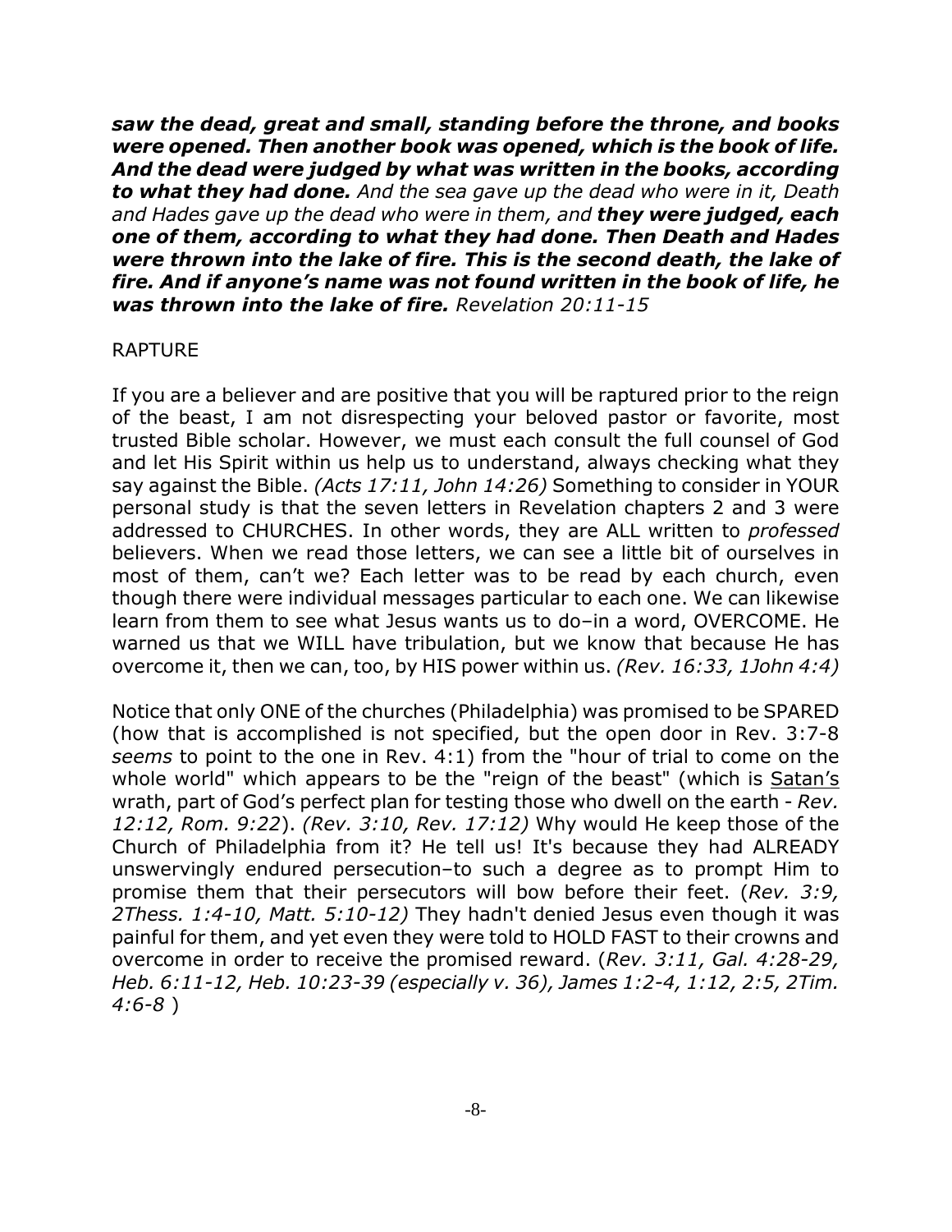***saw the dead, great and small, standing before the throne, and books were opened. Then another book was opened, which is the book of life. And the dead were judged by what was written in the books, according to what they had done.*** *And the sea gave up the dead who were in it, Death and Hades gave up the dead who were in them, and* ***they were judged, each one of them, according to what they had done. Then Death and Hades were thrown into the lake of fire. This is the second death, the lake of fire. And if anyone's name was not found written in the book of life, he was thrown into the lake of fire.*** *Revelation 20:11-15*

RAPTURE

If you are a believer and are positive that you will be raptured prior to the reign of the beast, I am not disrespecting your beloved pastor or favorite, most trusted Bible scholar. However, we must each consult the full counsel of God and let His Spirit within us help us to understand, always checking what they say against the Bible. *(Acts 17:11, John 14:26)* Something to consider in YOUR personal study is that the seven letters in Revelation chapters 2 and 3 were addressed to CHURCHES. In other words, they are ALL written to *professed* believers. When we read those letters, we can see a little bit of ourselves in most of them, can't we? Each letter was to be read by each church, even though there were individual messages particular to each one. We can likewise learn from them to see what Jesus wants us to do–in a word, OVERCOME. He warned us that we WILL have tribulation, but we know that because He has overcome it, then we can, too, by HIS power within us. *(Rev. 16:33, 1John 4:4)*

Notice that only ONE of the churches (Philadelphia) was promised to be SPARED (how that is accomplished is not specified, but the open door in Rev. 3:7-8 *seems* to point to the one in Rev. 4:1) from the "hour of trial to come on the whole world" which appears to be the "reign of the beast" (which is <u>Satan's</u> wrath, part of God's perfect plan for testing those who dwell on the earth - *Rev. 12:12, Rom. 9:22*). *(Rev. 3:10, Rev. 17:12)* Why would He keep those of the Church of Philadelphia from it? He tell us! It's because they had ALREADY unswervingly endured persecution–to such a degree as to prompt Him to promise them that their persecutors will bow before their feet. (*Rev. 3:9, 2Thess. 1:4-10, Matt. 5:10-12)* They hadn't denied Jesus even though it was painful for them, and yet even they were told to HOLD FAST to their crowns and overcome in order to receive the promised reward. (*Rev. 3:11, Gal. 4:28-29, Heb. 6:11-12, Heb. 10:23-39 (especially v. 36), James 1:2-4, 1:12, 2:5, 2Tim. 4:6-8* )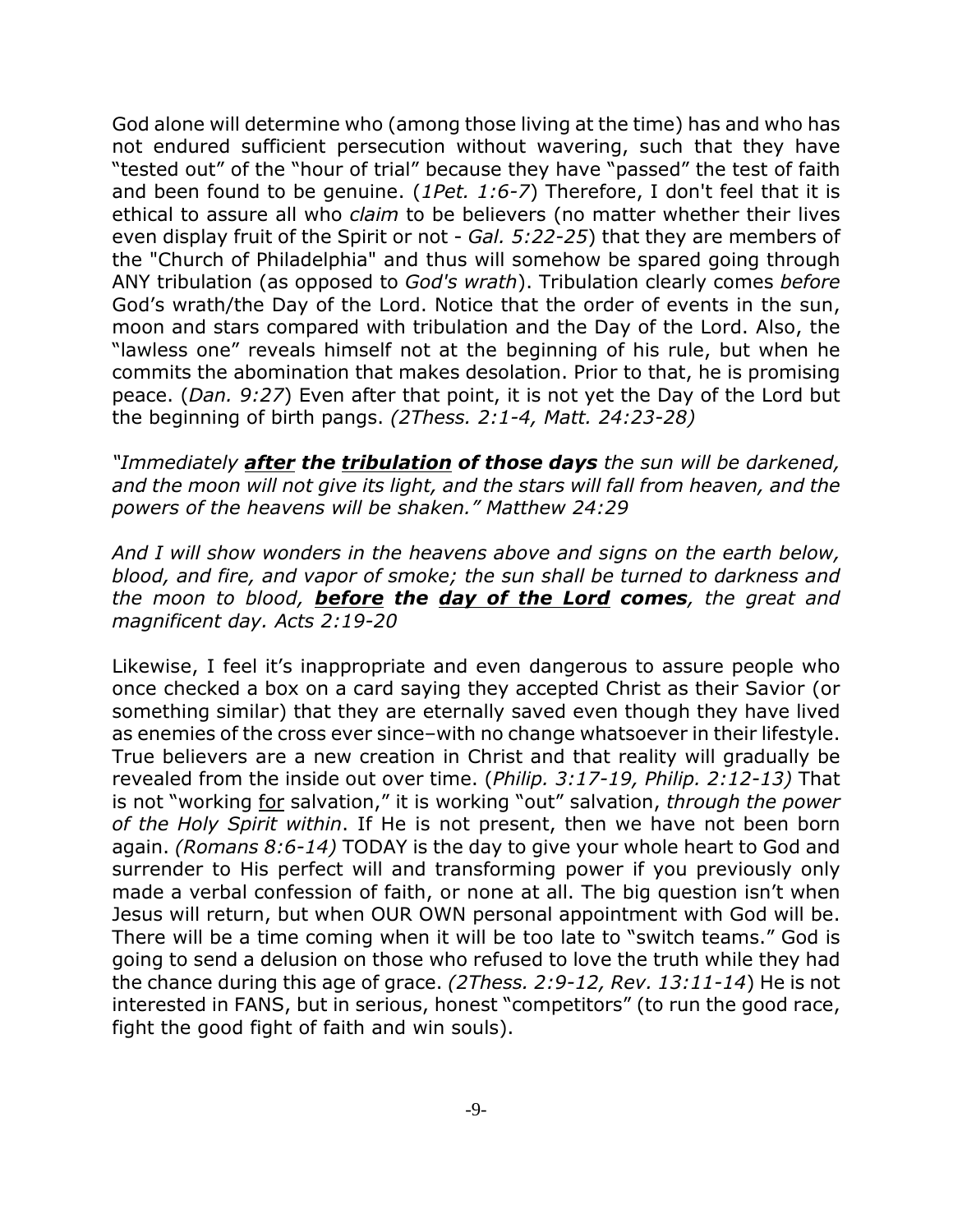God alone will determine who (among those living at the time) has and who has not endured sufficient persecution without wavering, such that they have "tested out" of the "hour of trial" because they have "passed" the test of faith and been found to be genuine. (*1Pet. 1:6-7*) Therefore, I don't feel that it is ethical to assure all who *claim* to be believers (no matter whether their lives even display fruit of the Spirit or not - *Gal. 5:22-25*) that they are members of the "Church of Philadelphia" and thus will somehow be spared going through ANY tribulation (as opposed to *God's wrath*). Tribulation clearly comes *before* God's wrath/the Day of the Lord. Notice that the order of events in the sun, moon and stars compared with tribulation and the Day of the Lord. Also, the "lawless one" reveals himself not at the beginning of his rule, but when he commits the abomination that makes desolation. Prior to that, he is promising peace. (*Dan. 9:27*) Even after that point, it is not yet the Day of the Lord but the beginning of birth pangs. *(2Thess. 2:1-4, Matt. 24:23-28)*

*"Immediately **<u>after</u> the <u>tribulation</u> of those days** the sun will be darkened, and the moon will not give its light, and the stars will fall from heaven, and the powers of the heavens will be shaken." Matthew 24:29*

*And I will show wonders in the heavens above and signs on the earth below, blood, and fire, and vapor of smoke; the sun shall be turned to darkness and the moon to blood, **<u>before</u> the <u>day of the Lord</u> comes**, the great and magnificent day. Acts 2:19-20*

Likewise, I feel it's inappropriate and even dangerous to assure people who once checked a box on a card saying they accepted Christ as their Savior (or something similar) that they are eternally saved even though they have lived as enemies of the cross ever since–with no change whatsoever in their lifestyle. True believers are a new creation in Christ and that reality will gradually be revealed from the inside out over time. (*Philip. 3:17-19, Philip. 2:12-13)* That is not "working <u>for</u> salvation," it is working "out" salvation, *through the power of the Holy Spirit within*. If He is not present, then we have not been born again. *(Romans 8:6-14)* TODAY is the day to give your whole heart to God and surrender to His perfect will and transforming power if you previously only made a verbal confession of faith, or none at all. The big question isn't when Jesus will return, but when OUR OWN personal appointment with God will be. There will be a time coming when it will be too late to "switch teams." God is going to send a delusion on those who refused to love the truth while they had the chance during this age of grace. *(2Thess. 2:9-12, Rev. 13:11-14*) He is not interested in FANS, but in serious, honest "competitors" (to run the good race, fight the good fight of faith and win souls).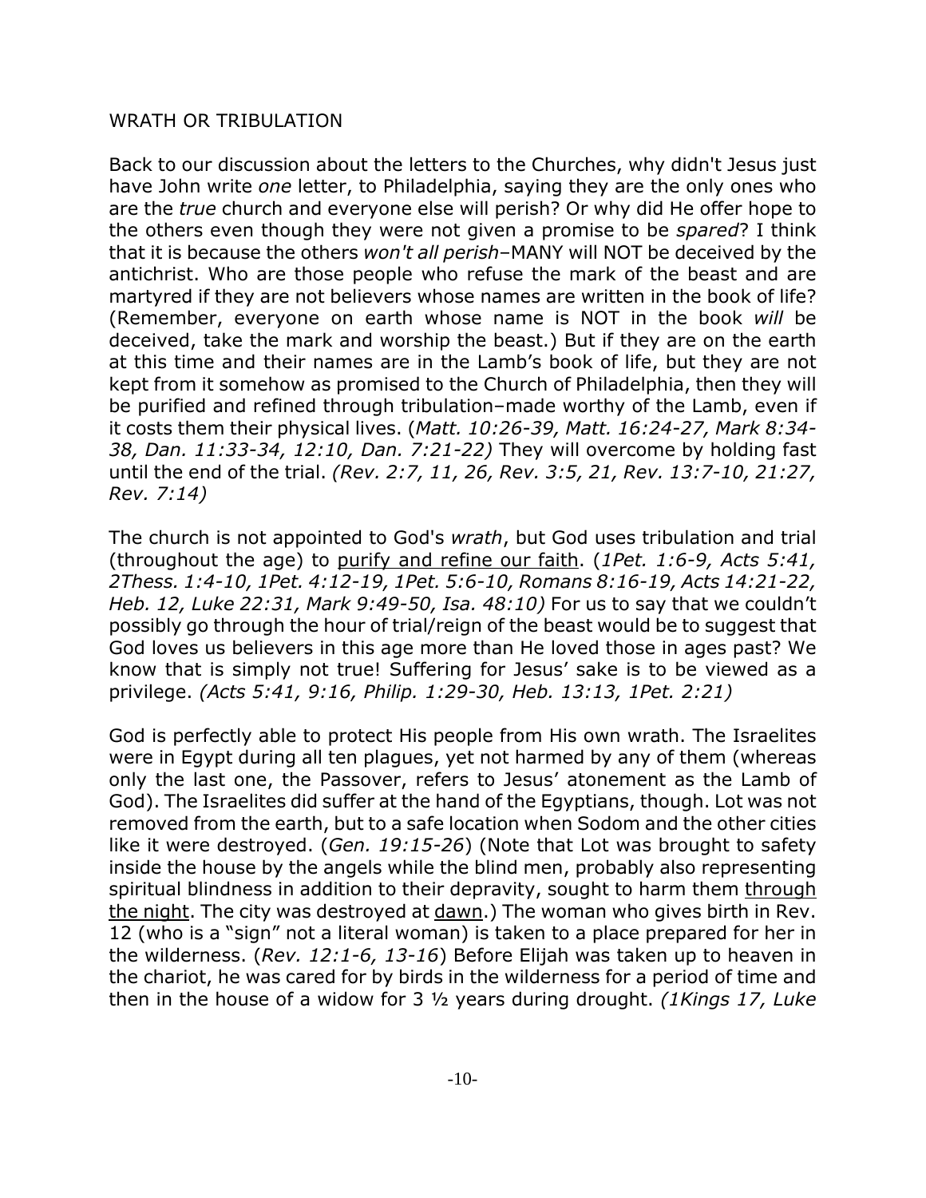## WRATH OR TRIBULATION

Back to our discussion about the letters to the Churches, why didn't Jesus just have John write *one* letter, to Philadelphia, saying they are the only ones who are the *true* church and everyone else will perish? Or why did He offer hope to the others even though they were not given a promise to be *spared*? I think that it is because the others *won't all perish*–MANY will NOT be deceived by the antichrist. Who are those people who refuse the mark of the beast and are martyred if they are not believers whose names are written in the book of life? (Remember, everyone on earth whose name is NOT in the book *will* be deceived, take the mark and worship the beast.) But if they are on the earth at this time and their names are in the Lamb's book of life, but they are not kept from it somehow as promised to the Church of Philadelphia, then they will be purified and refined through tribulation–made worthy of the Lamb, even if it costs them their physical lives. (*Matt. 10:26-39, Matt. 16:24-27, Mark 8:34-38, Dan. 11:33-34, 12:10, Dan. 7:21-22)* They will overcome by holding fast until the end of the trial. *(Rev. 2:7, 11, 26, Rev. 3:5, 21, Rev. 13:7-10, 21:27, Rev. 7:14)*

The church is not appointed to God's *wrath*, but God uses tribulation and trial (throughout the age) to <u>purify and refine our faith</u>. (*1Pet. 1:6-9, Acts 5:41, 2Thess. 1:4-10, 1Pet. 4:12-19, 1Pet. 5:6-10, Romans 8:16-19, Acts 14:21-22, Heb. 12, Luke 22:31, Mark 9:49-50, Isa. 48:10)* For us to say that we couldn't possibly go through the hour of trial/reign of the beast would be to suggest that God loves us believers in this age more than He loved those in ages past? We know that is simply not true! Suffering for Jesus' sake is to be viewed as a privilege. *(Acts 5:41, 9:16, Philip. 1:29-30, Heb. 13:13, 1Pet. 2:21)*

God is perfectly able to protect His people from His own wrath. The Israelites were in Egypt during all ten plagues, yet not harmed by any of them (whereas only the last one, the Passover, refers to Jesus' atonement as the Lamb of God). The Israelites did suffer at the hand of the Egyptians, though. Lot was not removed from the earth, but to a safe location when Sodom and the other cities like it were destroyed. (*Gen. 19:15-26*) (Note that Lot was brought to safety inside the house by the angels while the blind men, probably also representing spiritual blindness in addition to their depravity, sought to harm them <u>through the night</u>. The city was destroyed at <u>dawn</u>.) The woman who gives birth in Rev. 12 (who is a "sign" not a literal woman) is taken to a place prepared for her in the wilderness. (*Rev. 12:1-6, 13-16*) Before Elijah was taken up to heaven in the chariot, he was cared for by birds in the wilderness for a period of time and then in the house of a widow for 3 ½ years during drought. *(1Kings 17, Luke*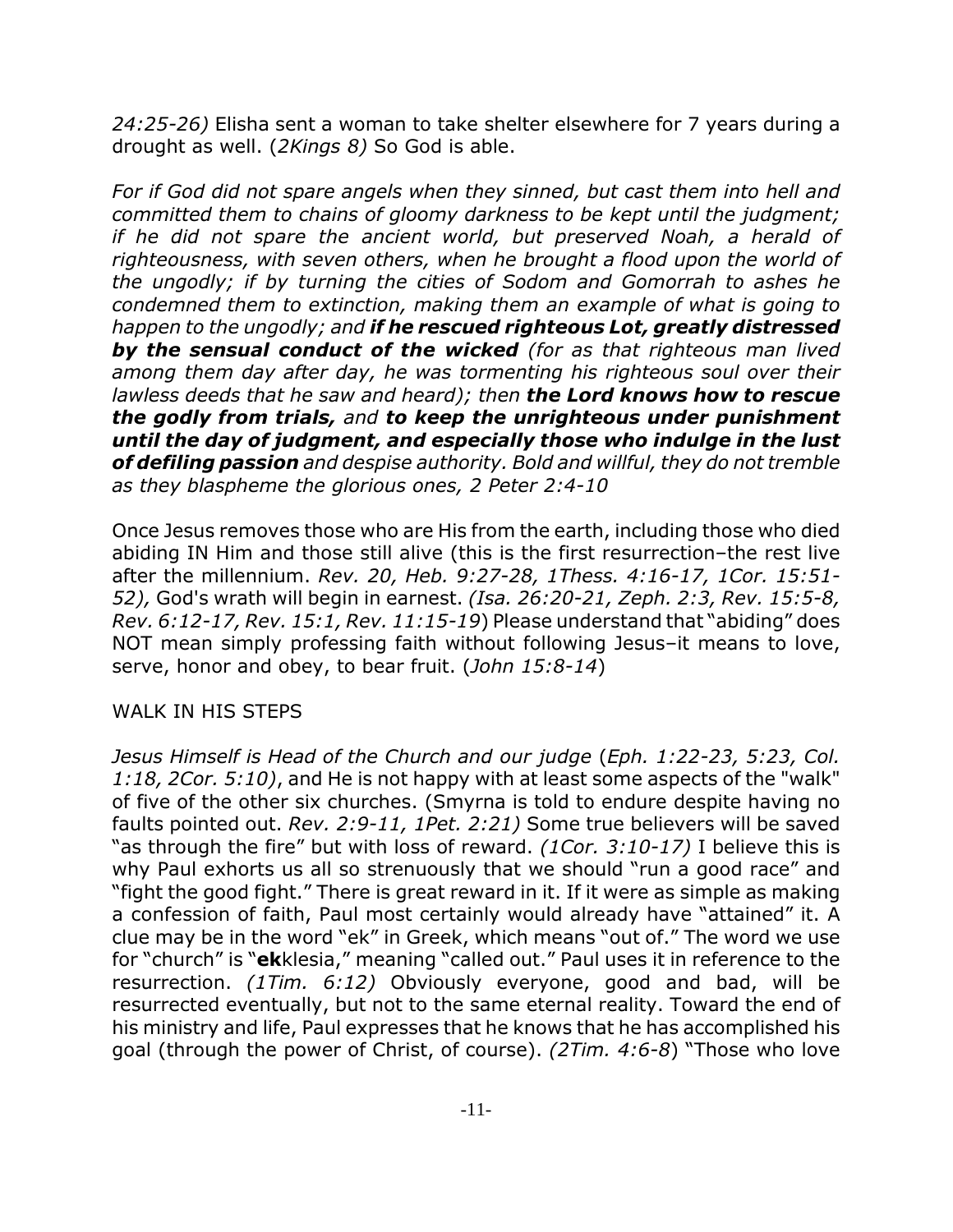*24:25-26)* Elisha sent a woman to take shelter elsewhere for 7 years during a drought as well. (*2Kings 8)* So God is able.

*For if God did not spare angels when they sinned, but cast them into hell and committed them to chains of gloomy darkness to be kept until the judgment; if he did not spare the ancient world, but preserved Noah, a herald of righteousness, with seven others, when he brought a flood upon the world of the ungodly; if by turning the cities of Sodom and Gomorrah to ashes he condemned them to extinction, making them an example of what is going to happen to the ungodly; and* ***if he rescued righteous Lot, greatly distressed by the sensual conduct of the wicked*** *(for as that righteous man lived among them day after day, he was tormenting his righteous soul over their lawless deeds that he saw and heard); then* ***the Lord knows how to rescue the godly from trials,*** *and* ***to keep the unrighteous under punishment until the day of judgment, and especially those who indulge in the lust of defiling passion*** *and despise authority. Bold and willful, they do not tremble as they blaspheme the glorious ones, 2 Peter 2:4-10*

Once Jesus removes those who are His from the earth, including those who died abiding IN Him and those still alive (this is the first resurrection–the rest live after the millennium. *Rev. 20, Heb. 9:27-28, 1Thess. 4:16-17, 1Cor. 15:51-52),* God's wrath will begin in earnest. *(Isa. 26:20-21, Zeph. 2:3, Rev. 15:5-8, Rev. 6:12-17, Rev. 15:1, Rev. 11:15-19*) Please understand that "abiding" does NOT mean simply professing faith without following Jesus–it means to love, serve, honor and obey, to bear fruit. (*John 15:8-14*)

WALK IN HIS STEPS

*Jesus Himself is Head of the Church and our judge* (*Eph. 1:22-23, 5:23, Col. 1:18, 2Cor. 5:10)*, and He is not happy with at least some aspects of the "walk" of five of the other six churches. (Smyrna is told to endure despite having no faults pointed out. *Rev. 2:9-11, 1Pet. 2:21)* Some true believers will be saved "as through the fire" but with loss of reward. *(1Cor. 3:10-17)* I believe this is why Paul exhorts us all so strenuously that we should "run a good race" and "fight the good fight." There is great reward in it. If it were as simple as making a confession of faith, Paul most certainly would already have "attained" it. A clue may be in the word "ek" in Greek, which means "out of." The word we use for "church" is "**ek**klesia," meaning "called out." Paul uses it in reference to the resurrection. *(1Tim. 6:12)* Obviously everyone, good and bad, will be resurrected eventually, but not to the same eternal reality. Toward the end of his ministry and life, Paul expresses that he knows that he has accomplished his goal (through the power of Christ, of course). *(2Tim. 4:6-8*) "Those who love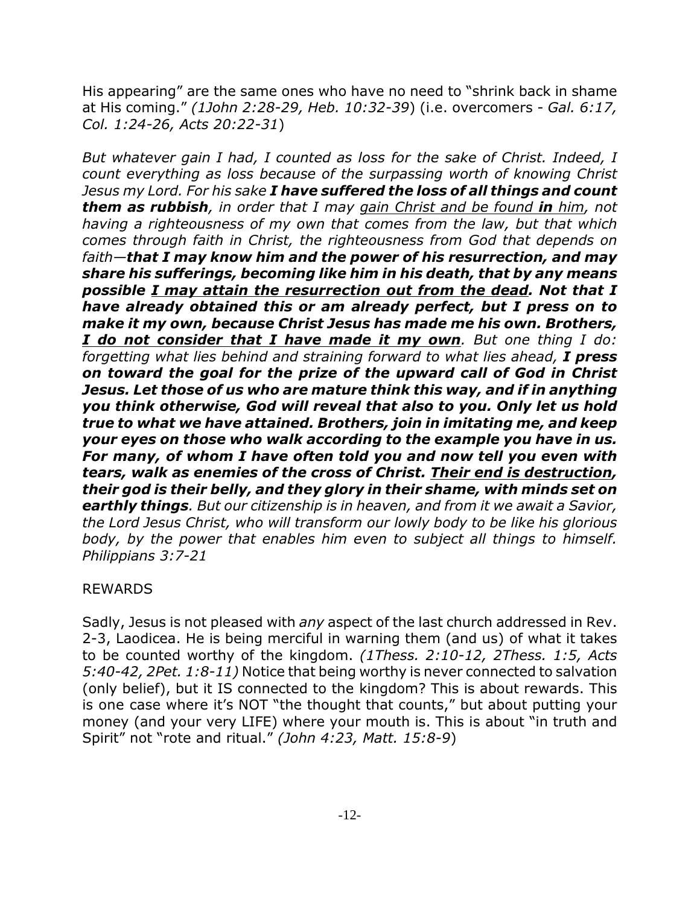His appearing" are the same ones who have no need to "shrink back in shame at His coming." *(1John 2:28-29, Heb. 10:32-39*) (i.e. overcomers - *Gal. 6:17, Col. 1:24-26, Acts 20:22-31*)

*But whatever gain I had, I counted as loss for the sake of Christ. Indeed, I count everything as loss because of the surpassing worth of knowing Christ Jesus my Lord. For his sake* ***I have suffered the loss of all things and count them as rubbish****, in order that I may <u>gain Christ and be found* ***in*** *him</u>, not having a righteousness of my own that comes from the law, but that which comes through faith in Christ, the righteousness from God that depends on faith—****that I may know him and the power of his resurrection, and may share his sufferings, becoming like him in his death, that by any means possible <u>I may attain the resurrection out from the dead</u>. Not that I have already obtained this or am already perfect, but I press on to make it my own, because Christ Jesus has made me his own. Brothers, <u>I do not consider that I have made it my own</u>****. But one thing I do: forgetting what lies behind and straining forward to what lies ahead,* ***I press on toward the goal for the prize of the upward call of God in Christ Jesus. Let those of us who are mature think this way, and if in anything you think otherwise, God will reveal that also to you. Only let us hold true to what we have attained. Brothers, join in imitating me, and keep your eyes on those who walk according to the example you have in us. For many, of whom I have often told you and now tell you even with tears, walk as enemies of the cross of Christ. <u>Their end is destruction</u>, their god is their belly, and they glory in their shame, with minds set on earthly things****. But our citizenship is in heaven, and from it we await a Savior, the Lord Jesus Christ, who will transform our lowly body to be like his glorious body, by the power that enables him even to subject all things to himself. Philippians 3:7-21*

REWARDS

Sadly, Jesus is not pleased with *any* aspect of the last church addressed in Rev. 2-3, Laodicea. He is being merciful in warning them (and us) of what it takes to be counted worthy of the kingdom. *(1Thess. 2:10-12, 2Thess. 1:5, Acts 5:40-42, 2Pet. 1:8-11)* Notice that being worthy is never connected to salvation (only belief), but it IS connected to the kingdom? This is about rewards. This is one case where it's NOT "the thought that counts," but about putting your money (and your very LIFE) where your mouth is. This is about "in truth and Spirit" not "rote and ritual." *(John 4:23, Matt. 15:8-9*)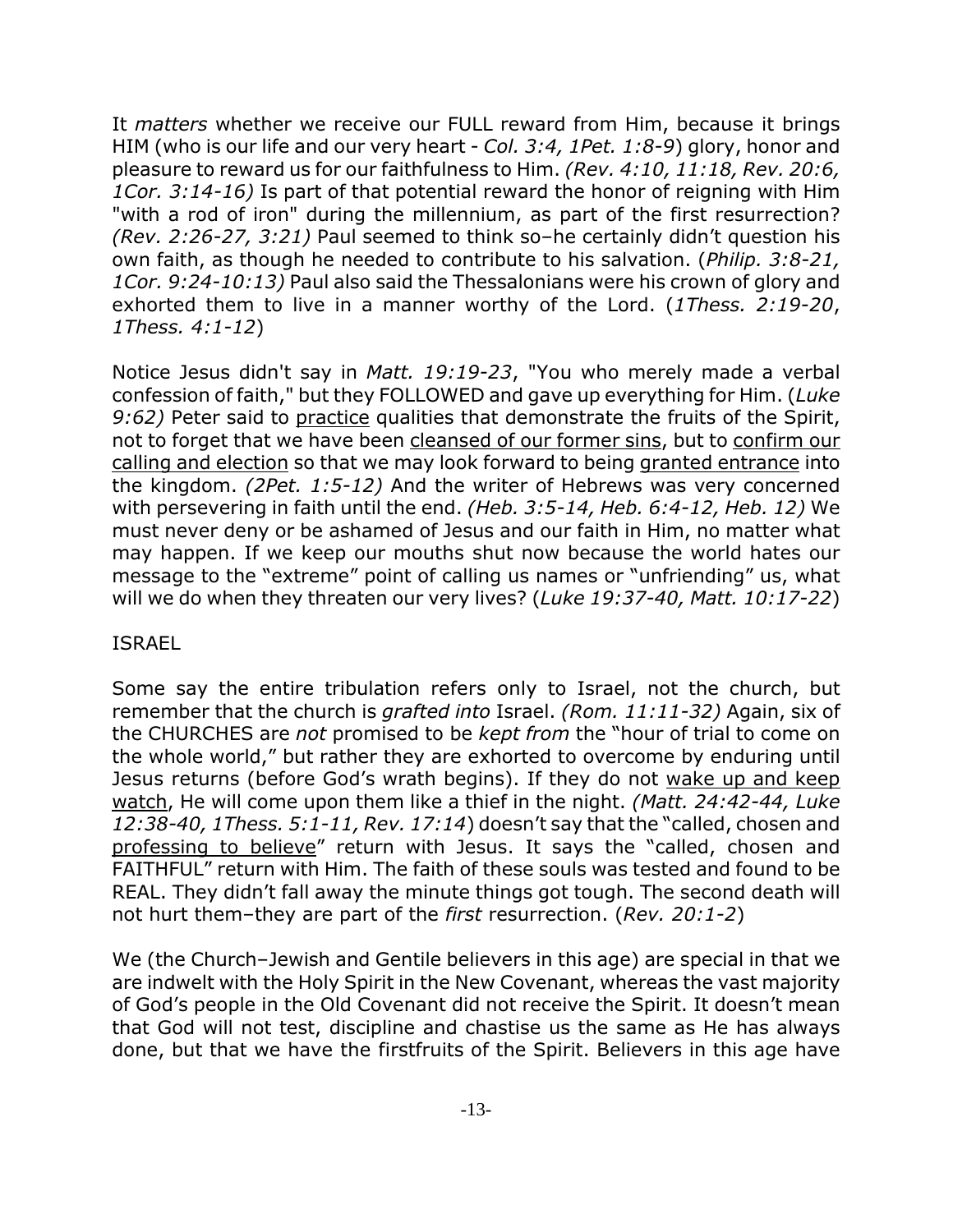It *matters* whether we receive our FULL reward from Him, because it brings HIM (who is our life and our very heart - *Col. 3:4, 1Pet. 1:8-9*) glory, honor and pleasure to reward us for our faithfulness to Him. *(Rev. 4:10, 11:18, Rev. 20:6, 1Cor. 3:14-16)* Is part of that potential reward the honor of reigning with Him "with a rod of iron" during the millennium, as part of the first resurrection? *(Rev. 2:26-27, 3:21)* Paul seemed to think so–he certainly didn't question his own faith, as though he needed to contribute to his salvation. (*Philip. 3:8-21, 1Cor. 9:24-10:13)* Paul also said the Thessalonians were his crown of glory and exhorted them to live in a manner worthy of the Lord. (*1Thess. 2:19-20*, *1Thess. 4:1-12*)

Notice Jesus didn't say in *Matt. 19:19-23*, "You who merely made a verbal confession of faith," but they FOLLOWED and gave up everything for Him. (*Luke 9:62)* Peter said to <u>practice</u> qualities that demonstrate the fruits of the Spirit, not to forget that we have been <u>cleansed of our former sins</u>, but to <u>confirm our calling and election</u> so that we may look forward to being <u>granted entrance</u> into the kingdom. *(2Pet. 1:5-12)* And the writer of Hebrews was very concerned with persevering in faith until the end. *(Heb. 3:5-14, Heb. 6:4-12, Heb. 12)* We must never deny or be ashamed of Jesus and our faith in Him, no matter what may happen. If we keep our mouths shut now because the world hates our message to the "extreme" point of calling us names or "unfriending" us, what will we do when they threaten our very lives? (*Luke 19:37-40, Matt. 10:17-22*)

ISRAEL

Some say the entire tribulation refers only to Israel, not the church, but remember that the church is *grafted into* Israel. *(Rom. 11:11-32)* Again, six of the CHURCHES are *not* promised to be *kept from* the "hour of trial to come on the whole world," but rather they are exhorted to overcome by enduring until Jesus returns (before God's wrath begins). If they do not <u>wake up and keep watch</u>, He will come upon them like a thief in the night. *(Matt. 24:42-44, Luke 12:38-40, 1Thess. 5:1-11, Rev. 17:14*) doesn't say that the "called, chosen and <u>professing to believe</u>" return with Jesus. It says the "called, chosen and FAITHFUL" return with Him. The faith of these souls was tested and found to be REAL. They didn't fall away the minute things got tough. The second death will not hurt them–they are part of the *first* resurrection. (*Rev. 20:1-2*)

We (the Church–Jewish and Gentile believers in this age) are special in that we are indwelt with the Holy Spirit in the New Covenant, whereas the vast majority of God's people in the Old Covenant did not receive the Spirit. It doesn't mean that God will not test, discipline and chastise us the same as He has always done, but that we have the firstfruits of the Spirit. Believers in this age have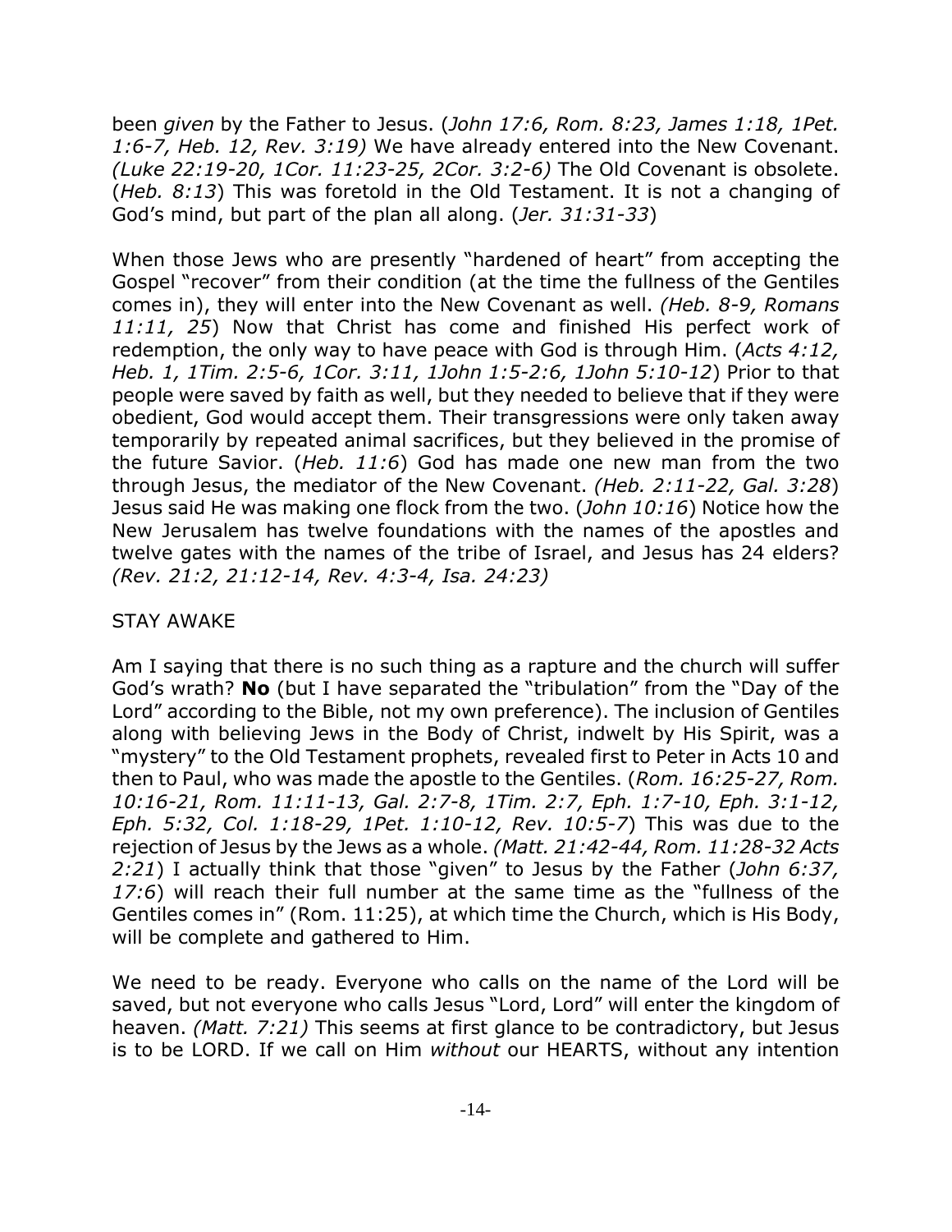been *given* by the Father to Jesus. (*John 17:6, Rom. 8:23, James 1:18, 1Pet. 1:6-7, Heb. 12, Rev. 3:19)* We have already entered into the New Covenant. *(Luke 22:19-20, 1Cor. 11:23-25, 2Cor. 3:2-6)* The Old Covenant is obsolete. (*Heb. 8:13*) This was foretold in the Old Testament. It is not a changing of God's mind, but part of the plan all along. (*Jer. 31:31-33*)

When those Jews who are presently "hardened of heart" from accepting the Gospel "recover" from their condition (at the time the fullness of the Gentiles comes in), they will enter into the New Covenant as well. *(Heb. 8-9, Romans 11:11, 25*) Now that Christ has come and finished His perfect work of redemption, the only way to have peace with God is through Him. (*Acts 4:12, Heb. 1, 1Tim. 2:5-6, 1Cor. 3:11, 1John 1:5-2:6, 1John 5:10-12*) Prior to that people were saved by faith as well, but they needed to believe that if they were obedient, God would accept them. Their transgressions were only taken away temporarily by repeated animal sacrifices, but they believed in the promise of the future Savior. (*Heb. 11:6*) God has made one new man from the two through Jesus, the mediator of the New Covenant. *(Heb. 2:11-22, Gal. 3:28*) Jesus said He was making one flock from the two. (*John 10:16*) Notice how the New Jerusalem has twelve foundations with the names of the apostles and twelve gates with the names of the tribe of Israel, and Jesus has 24 elders? *(Rev. 21:2, 21:12-14, Rev. 4:3-4, Isa. 24:23)*

## STAY AWAKE

Am I saying that there is no such thing as a rapture and the church will suffer God's wrath? **No** (but I have separated the "tribulation" from the "Day of the Lord" according to the Bible, not my own preference). The inclusion of Gentiles along with believing Jews in the Body of Christ, indwelt by His Spirit, was a "mystery" to the Old Testament prophets, revealed first to Peter in Acts 10 and then to Paul, who was made the apostle to the Gentiles. (*Rom. 16:25-27, Rom. 10:16-21, Rom. 11:11-13, Gal. 2:7-8, 1Tim. 2:7, Eph. 1:7-10, Eph. 3:1-12, Eph. 5:32, Col. 1:18-29, 1Pet. 1:10-12, Rev. 10:5-7*) This was due to the rejection of Jesus by the Jews as a whole. *(Matt. 21:42-44, Rom. 11:28-32 Acts 2:21*) I actually think that those "given" to Jesus by the Father (*John 6:37, 17:6*) will reach their full number at the same time as the "fullness of the Gentiles comes in" (Rom. 11:25), at which time the Church, which is His Body, will be complete and gathered to Him.

We need to be ready. Everyone who calls on the name of the Lord will be saved, but not everyone who calls Jesus "Lord, Lord" will enter the kingdom of heaven. *(Matt. 7:21)* This seems at first glance to be contradictory, but Jesus is to be LORD. If we call on Him *without* our HEARTS, without any intention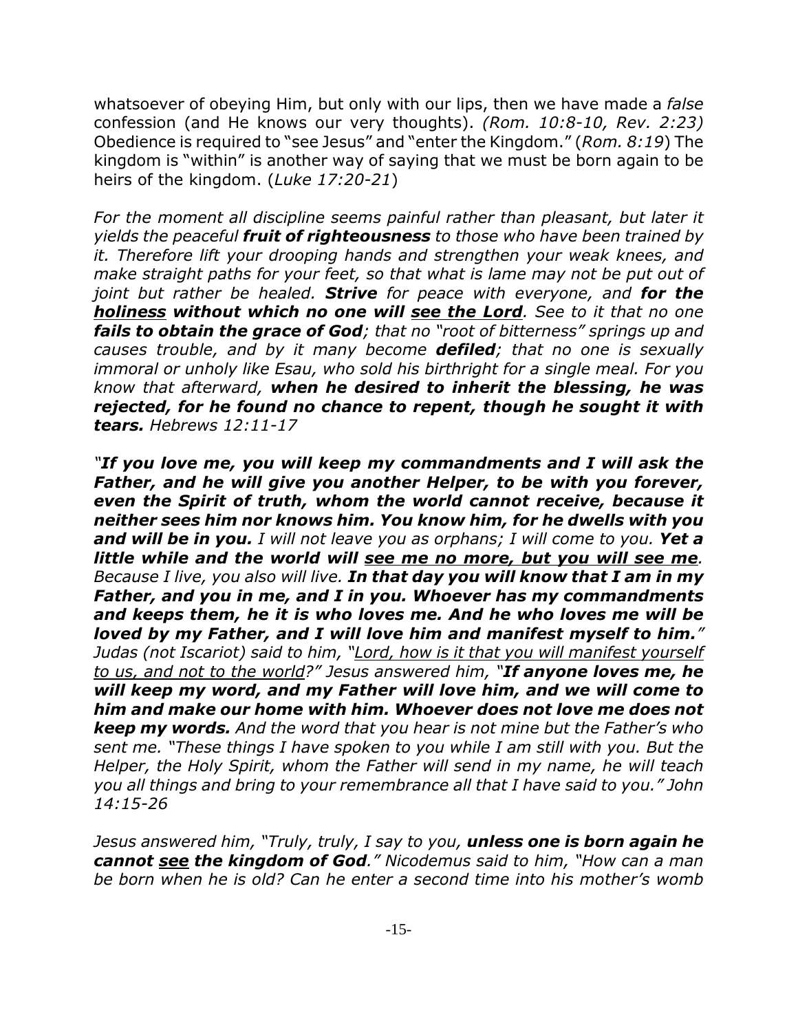whatsoever of obeying Him, but only with our lips, then we have made a *false* confession (and He knows our very thoughts). *(Rom. 10:8-10, Rev. 2:23)* Obedience is required to "see Jesus" and "enter the Kingdom." (*Rom. 8:19*) The kingdom is "within" is another way of saying that we must be born again to be heirs of the kingdom. (*Luke 17:20-21*)

*For the moment all discipline seems painful rather than pleasant, but later it yields the peaceful* ***fruit of righteousness*** *to those who have been trained by it. Therefore lift your drooping hands and strengthen your weak knees, and make straight paths for your feet, so that what is lame may not be put out of joint but rather be healed.* ***Strive*** *for peace with everyone, and* ***for the <u>holiness</u> without which no one will <u>see the Lord</u>****. See to it that no one* ***fails to obtain the grace of God****; that no "root of bitterness" springs up and causes trouble, and by it many become* ***defiled****; that no one is sexually immoral or unholy like Esau, who sold his birthright for a single meal. For you know that afterward,* ***when he desired to inherit the blessing, he was rejected, for he found no chance to repent, though he sought it with tears.*** *Hebrews 12:11-17*

***"If you love me, you will keep my commandments and I will ask the Father, and he will give you another Helper, to be with you forever, even the Spirit of truth, whom the world cannot receive, because it neither sees him nor knows him. You know him, for he dwells with you and will be in you.*** *I will not leave you as orphans; I will come to you.* ***Yet a little while and the world will <u>see me no more, but you will see me</u>.*** *Because I live, you also will live.* ***In that day you will know that I am in my Father, and you in me, and I in you. Whoever has my commandments and keeps them, he it is who loves me. And he who loves me will be loved by my Father, and I will love him and manifest myself to him."*** *Judas (not Iscariot) said to him, "<u>Lord, how is it that you will manifest yourself to us, and not to the world</u>?" Jesus answered him, "****If anyone loves me, he will keep my word, and my Father will love him, and we will come to him and make our home with him. Whoever does not love me does not keep my words.*** *And the word that you hear is not mine but the Father's who sent me. "These things I have spoken to you while I am still with you. But the Helper, the Holy Spirit, whom the Father will send in my name, he will teach you all things and bring to your remembrance all that I have said to you." John 14:15-26*

*Jesus answered him, "Truly, truly, I say to you,* ***unless one is born again he cannot <u>see</u> the kingdom of God****." Nicodemus said to him, "How can a man be born when he is old? Can he enter a second time into his mother's womb*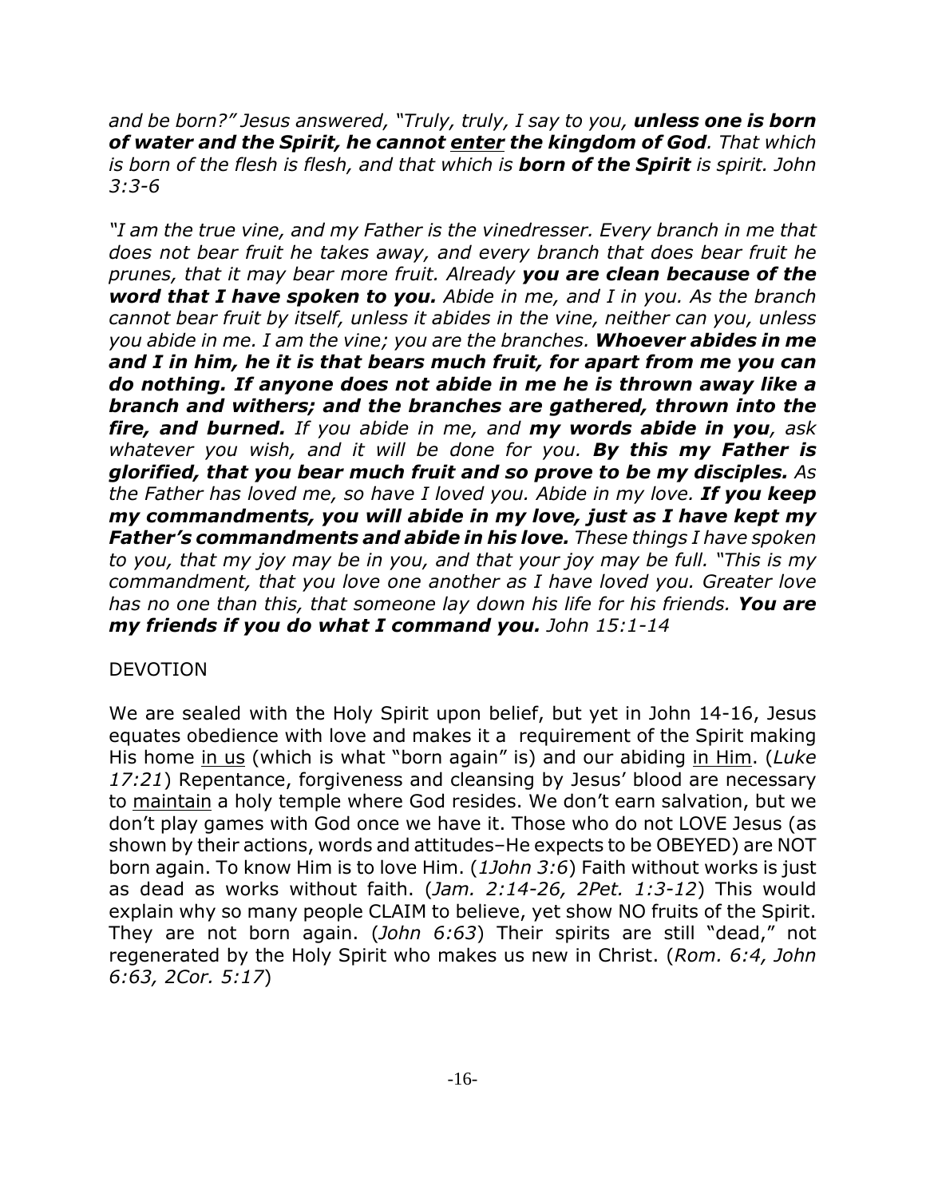*and be born?" Jesus answered, "Truly, truly, I say to you, **unless one is born of water and the Spirit, he cannot <u>enter</u> the kingdom of God**. That which is born of the flesh is flesh, and that which is **born of the Spirit** is spirit. John 3:3-6*

*"I am the true vine, and my Father is the vinedresser. Every branch in me that does not bear fruit he takes away, and every branch that does bear fruit he prunes, that it may bear more fruit. Already **you are clean because of the word that I have spoken to you.** Abide in me, and I in you. As the branch cannot bear fruit by itself, unless it abides in the vine, neither can you, unless you abide in me. I am the vine; you are the branches. **Whoever abides in me and I in him, he it is that bears much fruit, for apart from me you can do nothing. If anyone does not abide in me he is thrown away like a branch and withers; and the branches are gathered, thrown into the fire, and burned.** If you abide in me, and **my words abide in you**, ask whatever you wish, and it will be done for you. **By this my Father is glorified, that you bear much fruit and so prove to be my disciples.** As the Father has loved me, so have I loved you. Abide in my love. **If you keep my commandments, you will abide in my love, just as I have kept my Father's commandments and abide in his love.** These things I have spoken to you, that my joy may be in you, and that your joy may be full. "This is my commandment, that you love one another as I have loved you. Greater love has no one than this, that someone lay down his life for his friends. **You are my friends if you do what I command you.** John 15:1-14*

DEVOTION

We are sealed with the Holy Spirit upon belief, but yet in John 14-16, Jesus equates obedience with love and makes it a requirement of the Spirit making His home <u>in us</u> (which is what "born again" is) and our abiding <u>in Him</u>. (*Luke 17:21*) Repentance, forgiveness and cleansing by Jesus' blood are necessary to <u>maintain</u> a holy temple where God resides. We don't earn salvation, but we don't play games with God once we have it. Those who do not LOVE Jesus (as shown by their actions, words and attitudes–He expects to be OBEYED) are NOT born again. To know Him is to love Him. (*1John 3:6*) Faith without works is just as dead as works without faith. (*Jam. 2:14-26, 2Pet. 1:3-12*) This would explain why so many people CLAIM to believe, yet show NO fruits of the Spirit. They are not born again. (*John 6:63*) Their spirits are still "dead," not regenerated by the Holy Spirit who makes us new in Christ. (*Rom. 6:4, John 6:63, 2Cor. 5:17*)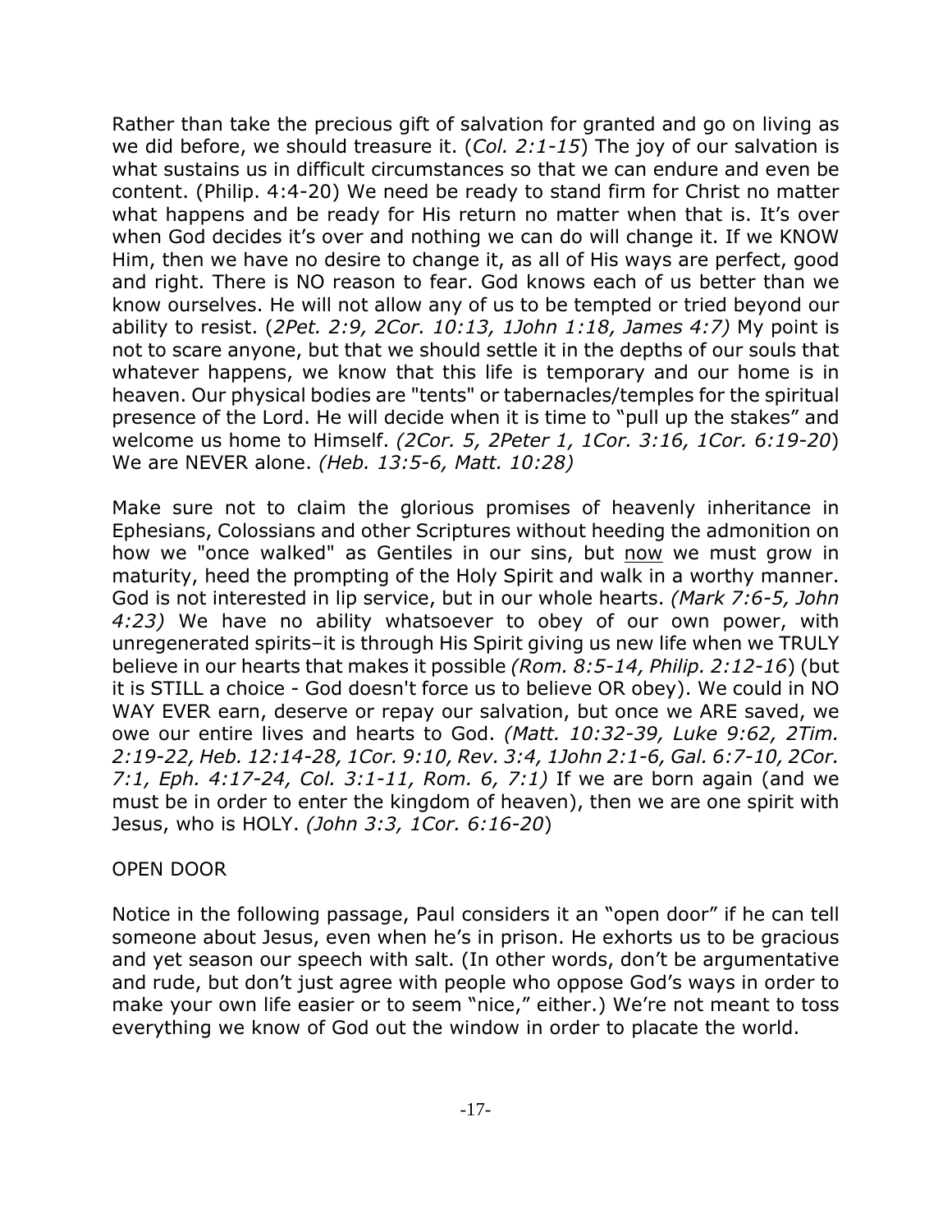Rather than take the precious gift of salvation for granted and go on living as we did before, we should treasure it. (*Col. 2:1-15*) The joy of our salvation is what sustains us in difficult circumstances so that we can endure and even be content. (Philip. 4:4-20) We need be ready to stand firm for Christ no matter what happens and be ready for His return no matter when that is. It's over when God decides it's over and nothing we can do will change it. If we KNOW Him, then we have no desire to change it, as all of His ways are perfect, good and right. There is NO reason to fear. God knows each of us better than we know ourselves. He will not allow any of us to be tempted or tried beyond our ability to resist. (*2Pet. 2:9, 2Cor. 10:13, 1John 1:18, James 4:7)* My point is not to scare anyone, but that we should settle it in the depths of our souls that whatever happens, we know that this life is temporary and our home is in heaven. Our physical bodies are "tents" or tabernacles/temples for the spiritual presence of the Lord. He will decide when it is time to "pull up the stakes" and welcome us home to Himself. *(2Cor. 5, 2Peter 1, 1Cor. 3:16, 1Cor. 6:19-20*) We are NEVER alone. *(Heb. 13:5-6, Matt. 10:28)*

Make sure not to claim the glorious promises of heavenly inheritance in Ephesians, Colossians and other Scriptures without heeding the admonition on how we "once walked" as Gentiles in our sins, but <u>now</u> we must grow in maturity, heed the prompting of the Holy Spirit and walk in a worthy manner. God is not interested in lip service, but in our whole hearts. *(Mark 7:6-5, John 4:23)* We have no ability whatsoever to obey of our own power, with unregenerated spirits–it is through His Spirit giving us new life when we TRULY believe in our hearts that makes it possible *(Rom. 8:5-14, Philip. 2:12-16*) (but it is STILL a choice - God doesn't force us to believe OR obey). We could in NO WAY EVER earn, deserve or repay our salvation, but once we ARE saved, we owe our entire lives and hearts to God. *(Matt. 10:32-39, Luke 9:62, 2Tim. 2:19-22, Heb. 12:14-28, 1Cor. 9:10, Rev. 3:4, 1John 2:1-6, Gal. 6:7-10, 2Cor. 7:1, Eph. 4:17-24, Col. 3:1-11, Rom. 6, 7:1)* If we are born again (and we must be in order to enter the kingdom of heaven), then we are one spirit with Jesus, who is HOLY. *(John 3:3, 1Cor. 6:16-20*)

OPEN DOOR

Notice in the following passage, Paul considers it an "open door" if he can tell someone about Jesus, even when he's in prison. He exhorts us to be gracious and yet season our speech with salt. (In other words, don't be argumentative and rude, but don't just agree with people who oppose God's ways in order to make your own life easier or to seem "nice," either.) We're not meant to toss everything we know of God out the window in order to placate the world.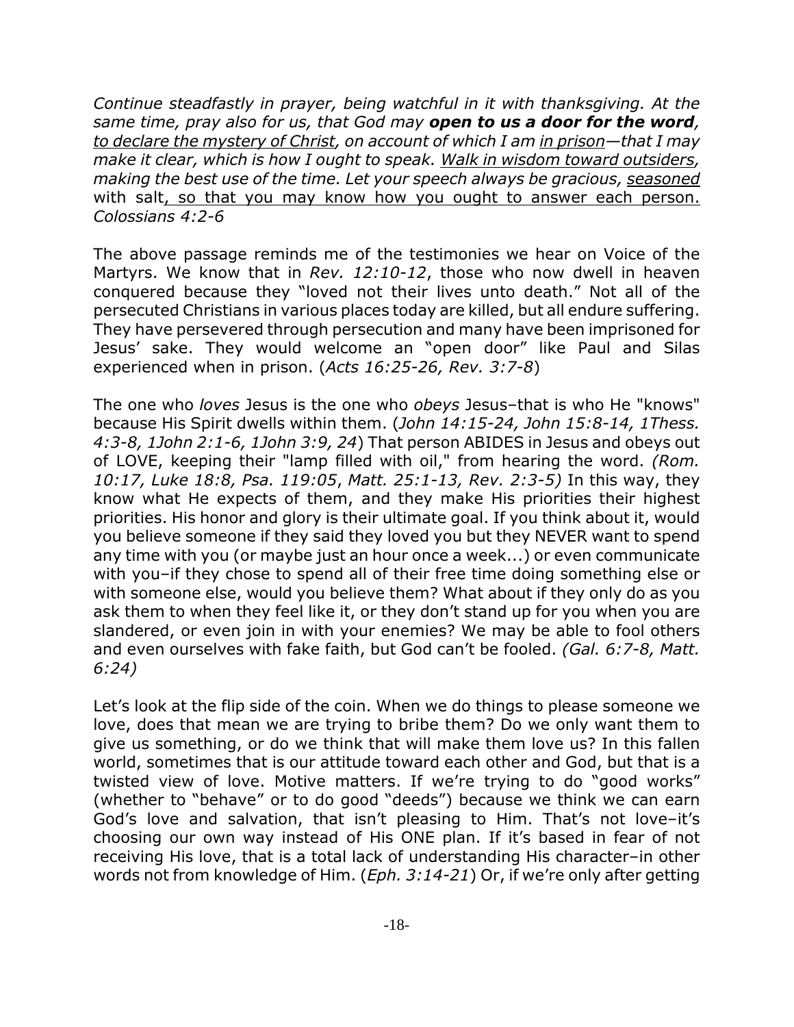*Continue steadfastly in prayer, being watchful in it with thanksgiving. At the same time, pray also for us, that God may* ***open to us a door for the word****,* <u>*to declare the mystery of Christ*</u>*, on account of which I am* <u>*in prison*</u>*—that I may make it clear, which is how I ought to speak.* <u>*Walk in wisdom toward outsiders*</u>*, making the best use of the time. Let your speech always be gracious,* <u>*seasoned*</u> with salt<u>, so that you may know how you ought to answer each person.</u> <u>*Colossians 4:2-6*</u>

The above passage reminds me of the testimonies we hear on Voice of the Martyrs. We know that in *Rev. 12:10-12*, those who now dwell in heaven conquered because they "loved not their lives unto death." Not all of the persecuted Christians in various places today are killed, but all endure suffering. They have persevered through persecution and many have been imprisoned for Jesus' sake. They would welcome an "open door" like Paul and Silas experienced when in prison. (*Acts 16:25-26, Rev. 3:7-8*)

The one who *loves* Jesus is the one who *obeys* Jesus–that is who He "knows" because His Spirit dwells within them. (*John 14:15-24, John 15:8-14, 1Thess. 4:3-8, 1John 2:1-6, 1John 3:9, 24*) That person ABIDES in Jesus and obeys out of LOVE, keeping their "lamp filled with oil," from hearing the word. *(Rom. 10:17, Luke 18:8, Psa. 119:05*, *Matt. 25:1-13, Rev. 2:3-5)* In this way, they know what He expects of them, and they make His priorities their highest priorities. His honor and glory is their ultimate goal. If you think about it, would you believe someone if they said they loved you but they NEVER want to spend any time with you (or maybe just an hour once a week...) or even communicate with you–if they chose to spend all of their free time doing something else or with someone else, would you believe them? What about if they only do as you ask them to when they feel like it, or they don't stand up for you when you are slandered, or even join in with your enemies? We may be able to fool others and even ourselves with fake faith, but God can't be fooled. *(Gal. 6:7-8, Matt. 6:24)*

Let's look at the flip side of the coin. When we do things to please someone we love, does that mean we are trying to bribe them? Do we only want them to give us something, or do we think that will make them love us? In this fallen world, sometimes that is our attitude toward each other and God, but that is a twisted view of love. Motive matters. If we're trying to do "good works" (whether to "behave" or to do good "deeds") because we think we can earn God's love and salvation, that isn't pleasing to Him. That's not love–it's choosing our own way instead of His ONE plan. If it's based in fear of not receiving His love, that is a total lack of understanding His character–in other words not from knowledge of Him. (*Eph. 3:14-21*) Or, if we're only after getting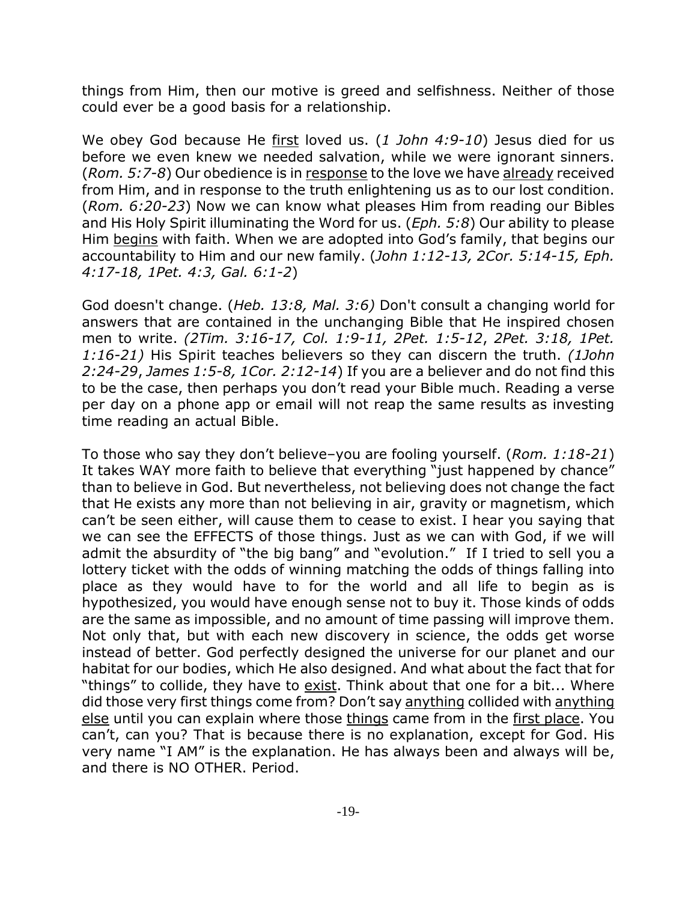things from Him, then our motive is greed and selfishness. Neither of those could ever be a good basis for a relationship.

We obey God because He first loved us. (*1 John 4:9-10*) Jesus died for us before we even knew we needed salvation, while we were ignorant sinners. (*Rom. 5:7-8*) Our obedience is in response to the love we have already received from Him, and in response to the truth enlightening us as to our lost condition. (*Rom. 6:20-23*) Now we can know what pleases Him from reading our Bibles and His Holy Spirit illuminating the Word for us. (*Eph. 5:8*) Our ability to please Him begins with faith. When we are adopted into God's family, that begins our accountability to Him and our new family. (*John 1:12-13, 2Cor. 5:14-15, Eph. 4:17-18, 1Pet. 4:3, Gal. 6:1-2*)

God doesn't change. (*Heb. 13:8, Mal. 3:6)* Don't consult a changing world for answers that are contained in the unchanging Bible that He inspired chosen men to write. *(2Tim. 3:16-17, Col. 1:9-11, 2Pet. 1:5-12*, *2Pet. 3:18, 1Pet. 1:16-21)* His Spirit teaches believers so they can discern the truth. *(1John 2:24-29*, *James 1:5-8, 1Cor. 2:12-14*) If you are a believer and do not find this to be the case, then perhaps you don't read your Bible much. Reading a verse per day on a phone app or email will not reap the same results as investing time reading an actual Bible.

To those who say they don't believe–you are fooling yourself. (*Rom. 1:18-21*) It takes WAY more faith to believe that everything "just happened by chance" than to believe in God. But nevertheless, not believing does not change the fact that He exists any more than not believing in air, gravity or magnetism, which can't be seen either, will cause them to cease to exist. I hear you saying that we can see the EFFECTS of those things. Just as we can with God, if we will admit the absurdity of "the big bang" and "evolution." If I tried to sell you a lottery ticket with the odds of winning matching the odds of things falling into place as they would have to for the world and all life to begin as is hypothesized, you would have enough sense not to buy it. Those kinds of odds are the same as impossible, and no amount of time passing will improve them. Not only that, but with each new discovery in science, the odds get worse instead of better. God perfectly designed the universe for our planet and our habitat for our bodies, which He also designed. And what about the fact that for "things" to collide, they have to exist. Think about that one for a bit... Where did those very first things come from? Don't say anything collided with anything else until you can explain where those things came from in the first place. You can't, can you? That is because there is no explanation, except for God. His very name "I AM" is the explanation. He has always been and always will be, and there is NO OTHER. Period.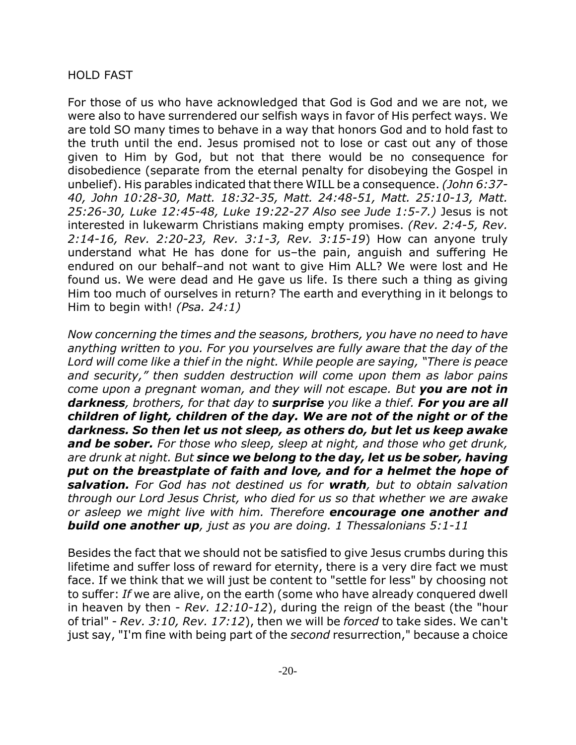HOLD FAST

For those of us who have acknowledged that God is God and we are not, we were also to have surrendered our selfish ways in favor of His perfect ways. We are told SO many times to behave in a way that honors God and to hold fast to the truth until the end. Jesus promised not to lose or cast out any of those given to Him by God, but not that there would be no consequence for disobedience (separate from the eternal penalty for disobeying the Gospel in unbelief). His parables indicated that there WILL be a consequence. *(John 6:37-40, John 10:28-30, Matt. 18:32-35, Matt. 24:48-51, Matt. 25:10-13, Matt. 25:26-30, Luke 12:45-48, Luke 19:22-27 Also see Jude 1:5-7.)* Jesus is not interested in lukewarm Christians making empty promises. *(Rev. 2:4-5, Rev. 2:14-16, Rev. 2:20-23, Rev. 3:1-3, Rev. 3:15-19*) How can anyone truly understand what He has done for us–the pain, anguish and suffering He endured on our behalf–and not want to give Him ALL? We were lost and He found us. We were dead and He gave us life. Is there such a thing as giving Him too much of ourselves in return? The earth and everything in it belongs to Him to begin with! *(Psa. 24:1)*

*Now concerning the times and the seasons, brothers, you have no need to have anything written to you. For you yourselves are fully aware that the day of the Lord will come like a thief in the night. While people are saying, "There is peace and security," then sudden destruction will come upon them as labor pains come upon a pregnant woman, and they will not escape. But* ***you are not in darkness****, brothers, for that day to* ***surprise*** *you like a thief.* ***For you are all children of light, children of the day. We are not of the night or of the darkness. So then let us not sleep, as others do, but let us keep awake and be sober.*** *For those who sleep, sleep at night, and those who get drunk, are drunk at night. But* ***since we belong to the day, let us be sober, having put on the breastplate of faith and love, and for a helmet the hope of salvation.*** *For God has not destined us for* ***wrath****, but to obtain salvation through our Lord Jesus Christ, who died for us so that whether we are awake or asleep we might live with him. Therefore* ***encourage one another and build one another up****, just as you are doing. 1 Thessalonians 5:1-11*

Besides the fact that we should not be satisfied to give Jesus crumbs during this lifetime and suffer loss of reward for eternity, there is a very dire fact we must face. If we think that we will just be content to "settle for less" by choosing not to suffer: *If* we are alive, on the earth (some who have already conquered dwell in heaven by then - *Rev. 12:10-12*), during the reign of the beast (the "hour of trial" - *Rev. 3:10, Rev. 17:12*), then we will be *forced* to take sides. We can't just say, "I'm fine with being part of the *second* resurrection," because a choice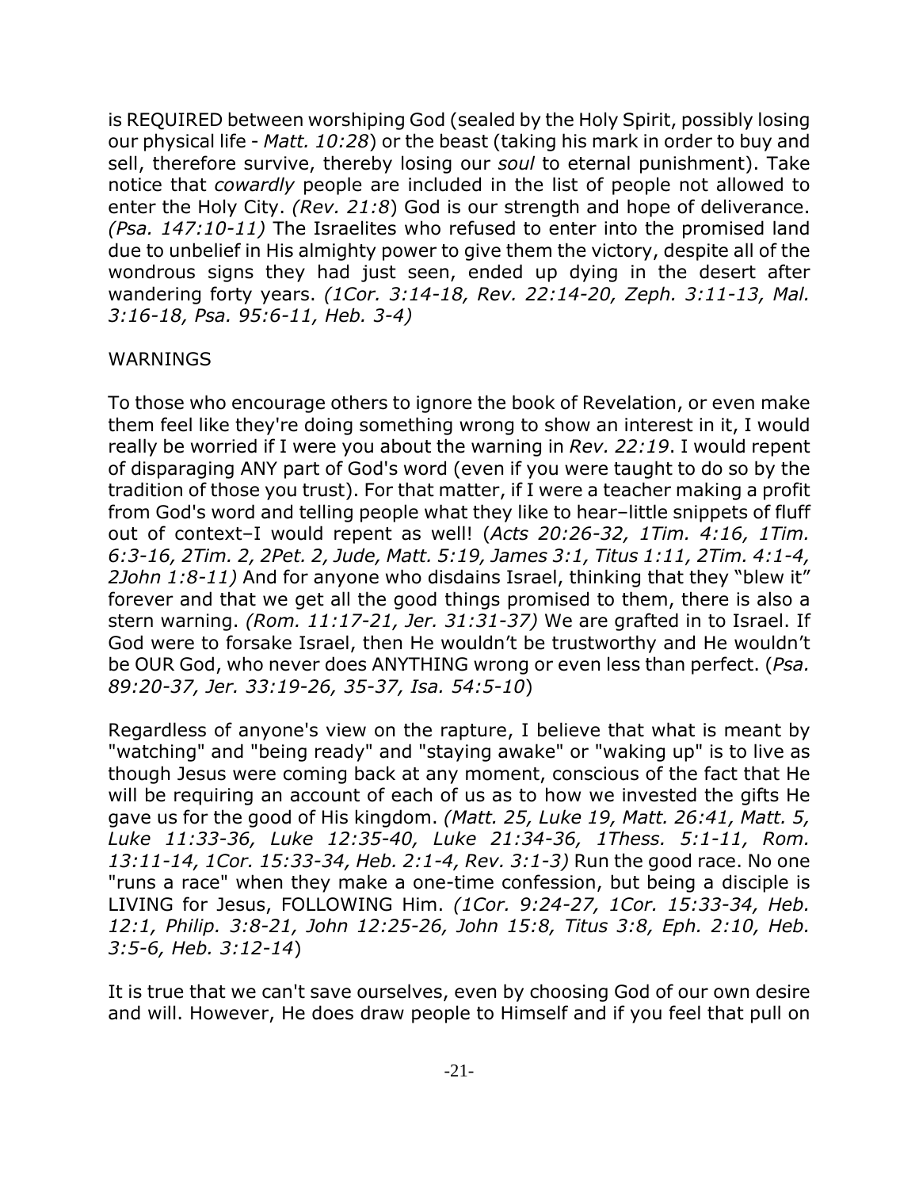is REQUIRED between worshiping God (sealed by the Holy Spirit, possibly losing our physical life - *Matt. 10:28*) or the beast (taking his mark in order to buy and sell, therefore survive, thereby losing our *soul* to eternal punishment). Take notice that *cowardly* people are included in the list of people not allowed to enter the Holy City. *(Rev. 21:8*) God is our strength and hope of deliverance. *(Psa. 147:10-11)* The Israelites who refused to enter into the promised land due to unbelief in His almighty power to give them the victory, despite all of the wondrous signs they had just seen, ended up dying in the desert after wandering forty years. *(1Cor. 3:14-18, Rev. 22:14-20, Zeph. 3:11-13, Mal. 3:16-18, Psa. 95:6-11, Heb. 3-4)*

WARNINGS

To those who encourage others to ignore the book of Revelation, or even make them feel like they're doing something wrong to show an interest in it, I would really be worried if I were you about the warning in *Rev. 22:19*. I would repent of disparaging ANY part of God's word (even if you were taught to do so by the tradition of those you trust). For that matter, if I were a teacher making a profit from God's word and telling people what they like to hear–little snippets of fluff out of context–I would repent as well! (*Acts 20:26-32, 1Tim. 4:16, 1Tim. 6:3-16, 2Tim. 2, 2Pet. 2, Jude, Matt. 5:19, James 3:1, Titus 1:11, 2Tim. 4:1-4, 2John 1:8-11)* And for anyone who disdains Israel, thinking that they "blew it" forever and that we get all the good things promised to them, there is also a stern warning. *(Rom. 11:17-21, Jer. 31:31-37)* We are grafted in to Israel. If God were to forsake Israel, then He wouldn't be trustworthy and He wouldn't be OUR God, who never does ANYTHING wrong or even less than perfect. (*Psa. 89:20-37, Jer. 33:19-26, 35-37, Isa. 54:5-10*)

Regardless of anyone's view on the rapture, I believe that what is meant by "watching" and "being ready" and "staying awake" or "waking up" is to live as though Jesus were coming back at any moment, conscious of the fact that He will be requiring an account of each of us as to how we invested the gifts He gave us for the good of His kingdom. *(Matt. 25, Luke 19, Matt. 26:41, Matt. 5, Luke 11:33-36, Luke 12:35-40, Luke 21:34-36, 1Thess. 5:1-11, Rom. 13:11-14, 1Cor. 15:33-34, Heb. 2:1-4, Rev. 3:1-3)* Run the good race. No one "runs a race" when they make a one-time confession, but being a disciple is LIVING for Jesus, FOLLOWING Him. *(1Cor. 9:24-27, 1Cor. 15:33-34, Heb. 12:1, Philip. 3:8-21, John 12:25-26, John 15:8, Titus 3:8, Eph. 2:10, Heb. 3:5-6, Heb. 3:12-14*)

It is true that we can't save ourselves, even by choosing God of our own desire and will. However, He does draw people to Himself and if you feel that pull on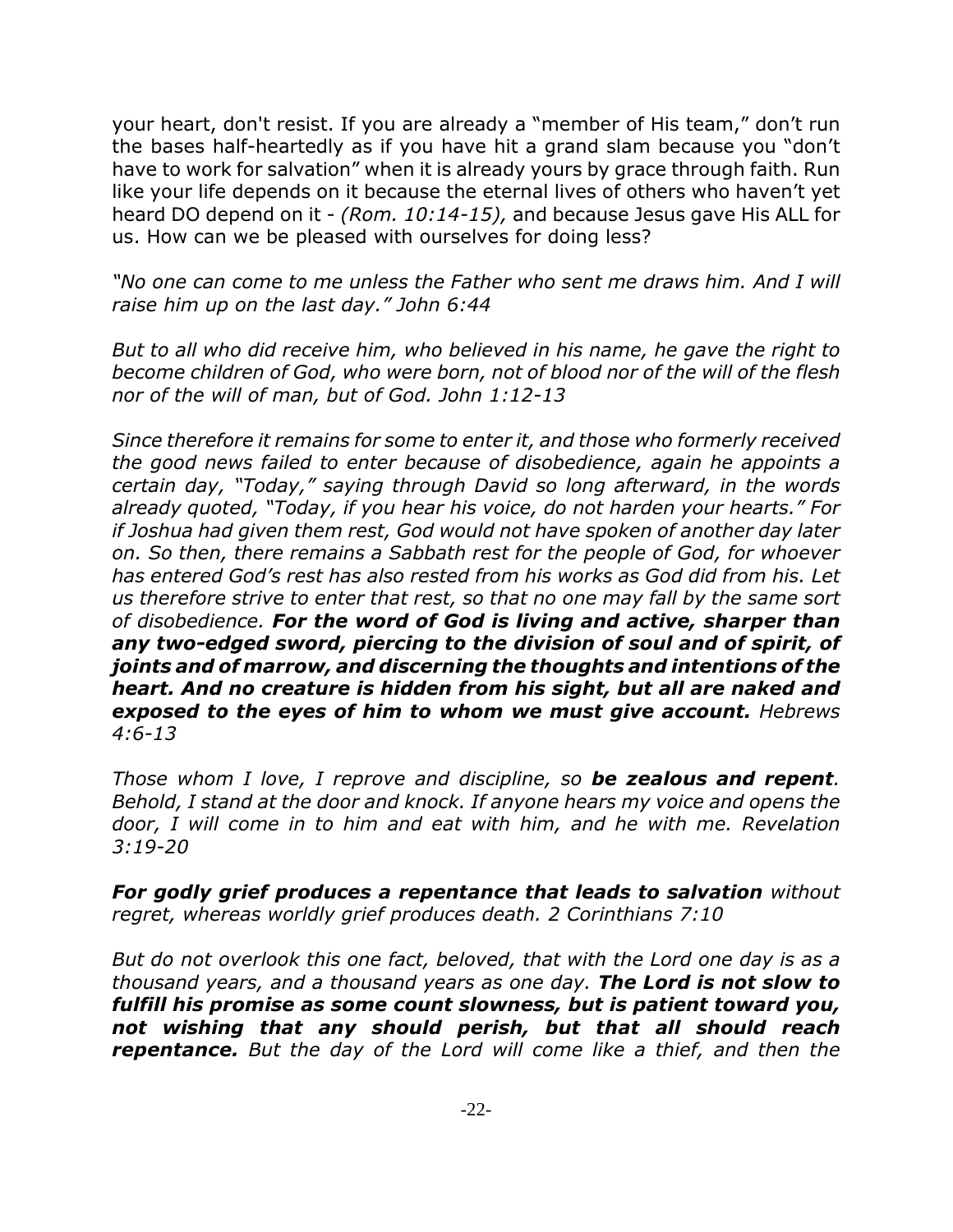your heart, don't resist. If you are already a "member of His team," don't run the bases half-heartedly as if you have hit a grand slam because you "don't have to work for salvation" when it is already yours by grace through faith. Run like your life depends on it because the eternal lives of others who haven't yet heard DO depend on it - *(Rom. 10:14-15),* and because Jesus gave His ALL for us. How can we be pleased with ourselves for doing less?

*"No one can come to me unless the Father who sent me draws him. And I will raise him up on the last day." John 6:44*

*But to all who did receive him, who believed in his name, he gave the right to become children of God, who were born, not of blood nor of the will of the flesh nor of the will of man, but of God. John 1:12-13*

*Since therefore it remains for some to enter it, and those who formerly received the good news failed to enter because of disobedience, again he appoints a certain day, "Today," saying through David so long afterward, in the words already quoted, "Today, if you hear his voice, do not harden your hearts." For if Joshua had given them rest, God would not have spoken of another day later on. So then, there remains a Sabbath rest for the people of God, for whoever has entered God's rest has also rested from his works as God did from his. Let us therefore strive to enter that rest, so that no one may fall by the same sort of disobedience.* ***For the word of God is living and active, sharper than any two-edged sword, piercing to the division of soul and of spirit, of joints and of marrow, and discerning the thoughts and intentions of the heart. And no creature is hidden from his sight, but all are naked and exposed to the eyes of him to whom we must give account.*** *Hebrews 4:6-13*

*Those whom I love, I reprove and discipline, so* ***be zealous and repent****. Behold, I stand at the door and knock. If anyone hears my voice and opens the door, I will come in to him and eat with him, and he with me. Revelation 3:19-20*

***For godly grief produces a repentance that leads to salvation*** *without regret, whereas worldly grief produces death. 2 Corinthians 7:10*

*But do not overlook this one fact, beloved, that with the Lord one day is as a thousand years, and a thousand years as one day.* ***The Lord is not slow to fulfill his promise as some count slowness, but is patient toward you, not wishing that any should perish, but that all should reach repentance.*** *But the day of the Lord will come like a thief, and then the*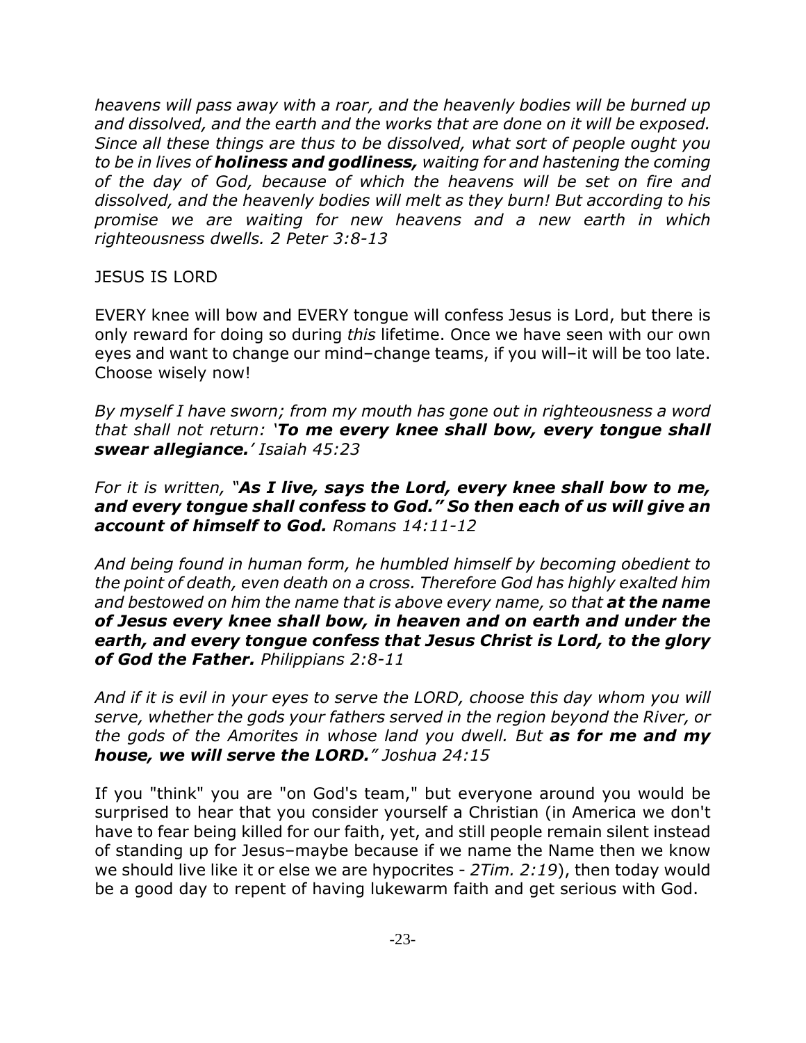*heavens will pass away with a roar, and the heavenly bodies will be burned up and dissolved, and the earth and the works that are done on it will be exposed. Since all these things are thus to be dissolved, what sort of people ought you to be in lives of* ***holiness and godliness,*** *waiting for and hastening the coming of the day of God, because of which the heavens will be set on fire and dissolved, and the heavenly bodies will melt as they burn! But according to his promise we are waiting for new heavens and a new earth in which righteousness dwells. 2 Peter 3:8-13*

JESUS IS LORD

EVERY knee will bow and EVERY tongue will confess Jesus is Lord, but there is only reward for doing so during *this* lifetime. Once we have seen with our own eyes and want to change our mind–change teams, if you will–it will be too late. Choose wisely now!

*By myself I have sworn; from my mouth has gone out in righteousness a word that shall not return: '****To me every knee shall bow, every tongue shall swear allegiance.****' Isaiah 45:23*

*For it is written, "****As I live, says the Lord, every knee shall bow to me, and every tongue shall confess to God." So then each of us will give an account of himself to God.*** *Romans 14:11-12*

*And being found in human form, he humbled himself by becoming obedient to the point of death, even death on a cross. Therefore God has highly exalted him and bestowed on him the name that is above every name, so that* ***at the name of Jesus every knee shall bow, in heaven and on earth and under the earth, and every tongue confess that Jesus Christ is Lord, to the glory of God the Father.*** *Philippians 2:8-11*

*And if it is evil in your eyes to serve the LORD, choose this day whom you will serve, whether the gods your fathers served in the region beyond the River, or the gods of the Amorites in whose land you dwell. But* ***as for me and my house, we will serve the LORD.****" Joshua 24:15*

If you "think" you are "on God's team," but everyone around you would be surprised to hear that you consider yourself a Christian (in America we don't have to fear being killed for our faith, yet, and still people remain silent instead of standing up for Jesus–maybe because if we name the Name then we know we should live like it or else we are hypocrites - *2Tim. 2:19*), then today would be a good day to repent of having lukewarm faith and get serious with God.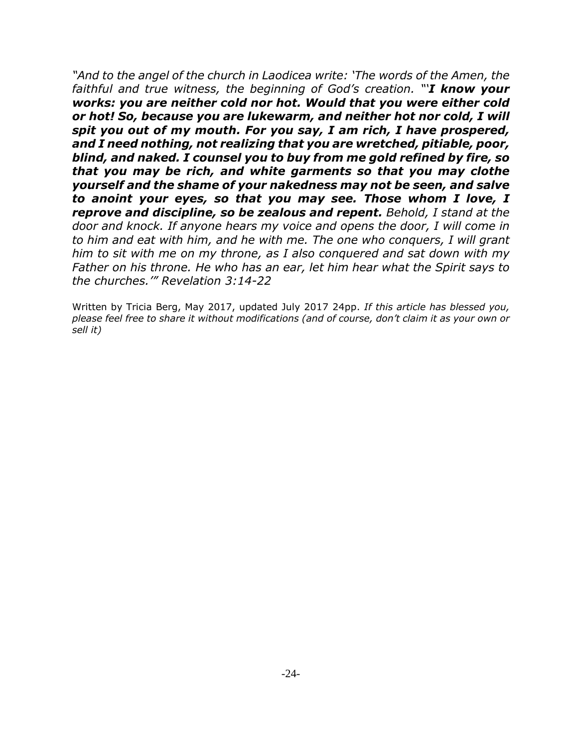*"And to the angel of the church in Laodicea write: 'The words of the Amen, the faithful and true witness, the beginning of God's creation. "'**I know your works: you are neither cold nor hot. Would that you were either cold or hot! So, because you are lukewarm, and neither hot nor cold, I will spit you out of my mouth. For you say, I am rich, I have prospered, and I need nothing, not realizing that you are wretched, pitiable, poor, blind, and naked. I counsel you to buy from me gold refined by fire, so that you may be rich, and white garments so that you may clothe yourself and the shame of your nakedness may not be seen, and salve to anoint your eyes, so that you may see. Those whom I love, I reprove and discipline, so be zealous and repent.** Behold, I stand at the door and knock. If anyone hears my voice and opens the door, I will come in to him and eat with him, and he with me. The one who conquers, I will grant him to sit with me on my throne, as I also conquered and sat down with my Father on his throne. He who has an ear, let him hear what the Spirit says to the churches.'" Revelation 3:14-22*

Written by Tricia Berg, May 2017, updated July 2017 24pp. *If this article has blessed you, please feel free to share it without modifications (and of course, don't claim it as your own or sell it)*